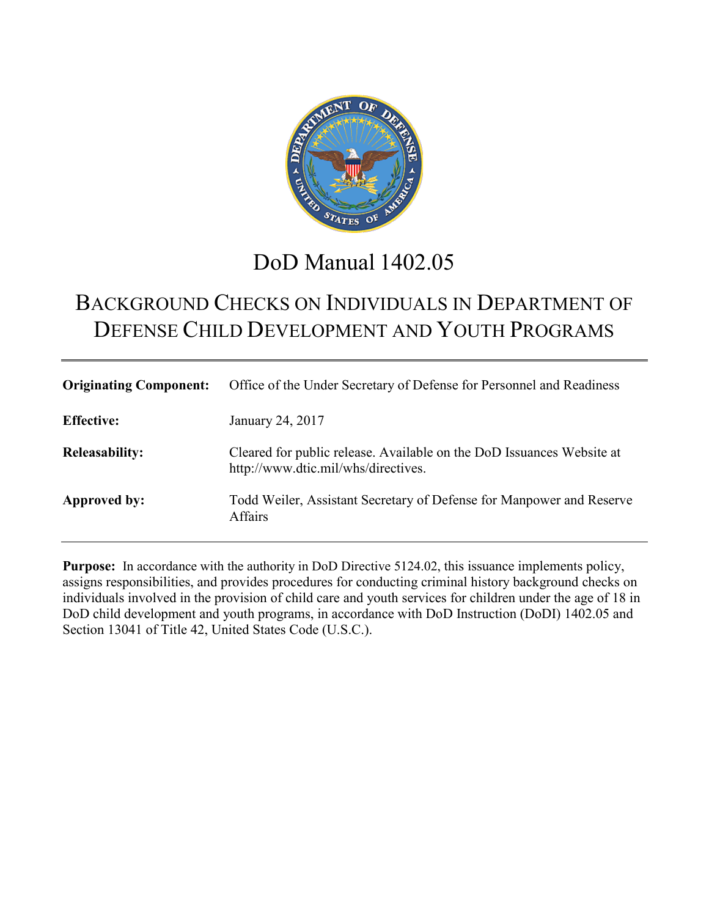# DoD Manual 1402.05

## BACKGROUND CHECKS ON INDIVIDUALS IN DEPARTMENT OF DEFENSE CHILD DEVELOPMENT AND YOUTH PROGRAMS

| | |
|---|---|
| **Originating Component:** | Office of the Under Secretary of Defense for Personnel and Readiness |
| **Effective:** | January 24, 2017 |
| **Releasability:** | Cleared for public release. Available on the DoD Issuances Website at http://www.dtic.mil/whs/directives. |
| **Approved by:** | Todd Weiler, Assistant Secretary of Defense for Manpower and Reserve Affairs |

**Purpose:** In accordance with the authority in DoD Directive 5124.02, this issuance implements policy, assigns responsibilities, and provides procedures for conducting criminal history background checks on individuals involved in the provision of child care and youth services for children under the age of 18 in DoD child development and youth programs, in accordance with DoD Instruction (DoDI) 1402.05 and Section 13041 of Title 42, United States Code (U.S.C.).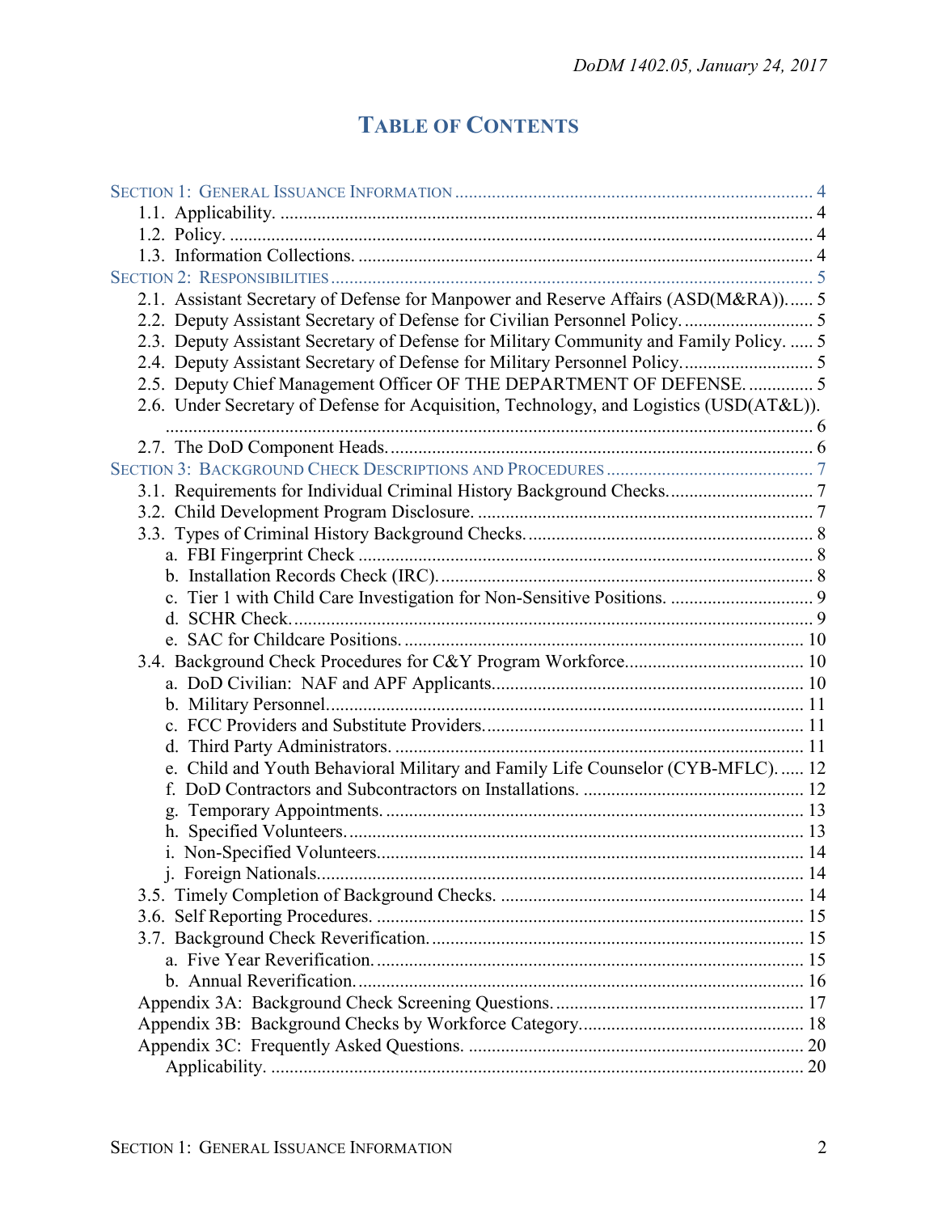# TABLE OF CONTENTS

SECTION 1: GENERAL ISSUANCE INFORMATION .......... 4
- 1.1. Applicability. .......... 4
- 1.2. Policy. .......... 4
- 1.3. Information Collections. .......... 4

SECTION 2: RESPONSIBILITIES .......... 5
- 2.1. Assistant Secretary of Defense for Manpower and Reserve Affairs (ASD(M&RA)). .......... 5
- 2.2. Deputy Assistant Secretary of Defense for Civilian Personnel Policy. .......... 5
- 2.3. Deputy Assistant Secretary of Defense for Military Community and Family Policy. .......... 5
- 2.4. Deputy Assistant Secretary of Defense for Military Personnel Policy. .......... 5
- 2.5. Deputy Chief Management Officer OF THE DEPARTMENT OF DEFENSE. .......... 5
- 2.6. Under Secretary of Defense for Acquisition, Technology, and Logistics (USD(AT&L)). .......... 6
- 2.7. The DoD Component Heads. .......... 6

SECTION 3: BACKGROUND CHECK DESCRIPTIONS AND PROCEDURES .......... 7
- 3.1. Requirements for Individual Criminal History Background Checks. .......... 7
- 3.2. Child Development Program Disclosure. .......... 7
- 3.3. Types of Criminal History Background Checks. .......... 8
  - a. FBI Fingerprint Check .......... 8
  - b. Installation Records Check (IRC). .......... 8
  - c. Tier 1 with Child Care Investigation for Non-Sensitive Positions. .......... 9
  - d. SCHR Check. .......... 9
  - e. SAC for Childcare Positions. .......... 10
- 3.4. Background Check Procedures for C&Y Program Workforce. .......... 10
  - a. DoD Civilian: NAF and APF Applicants. .......... 10
  - b. Military Personnel. .......... 11
  - c. FCC Providers and Substitute Providers. .......... 11
  - d. Third Party Administrators. .......... 11
  - e. Child and Youth Behavioral Military and Family Life Counselor (CYB-MFLC). .......... 12
  - f. DoD Contractors and Subcontractors on Installations. .......... 12
  - g. Temporary Appointments. .......... 13
  - h. Specified Volunteers. .......... 13
  - i. Non-Specified Volunteers. .......... 14
  - j. Foreign Nationals. .......... 14
- 3.5. Timely Completion of Background Checks. .......... 14
- 3.6. Self Reporting Procedures. .......... 15
- 3.7. Background Check Reverification. .......... 15
  - a. Five Year Reverification. .......... 15
  - b. Annual Reverification. .......... 16
- Appendix 3A: Background Check Screening Questions. .......... 17
- Appendix 3B: Background Checks by Workforce Category. .......... 18
- Appendix 3C: Frequently Asked Questions. .......... 20
  - Applicability. .......... 20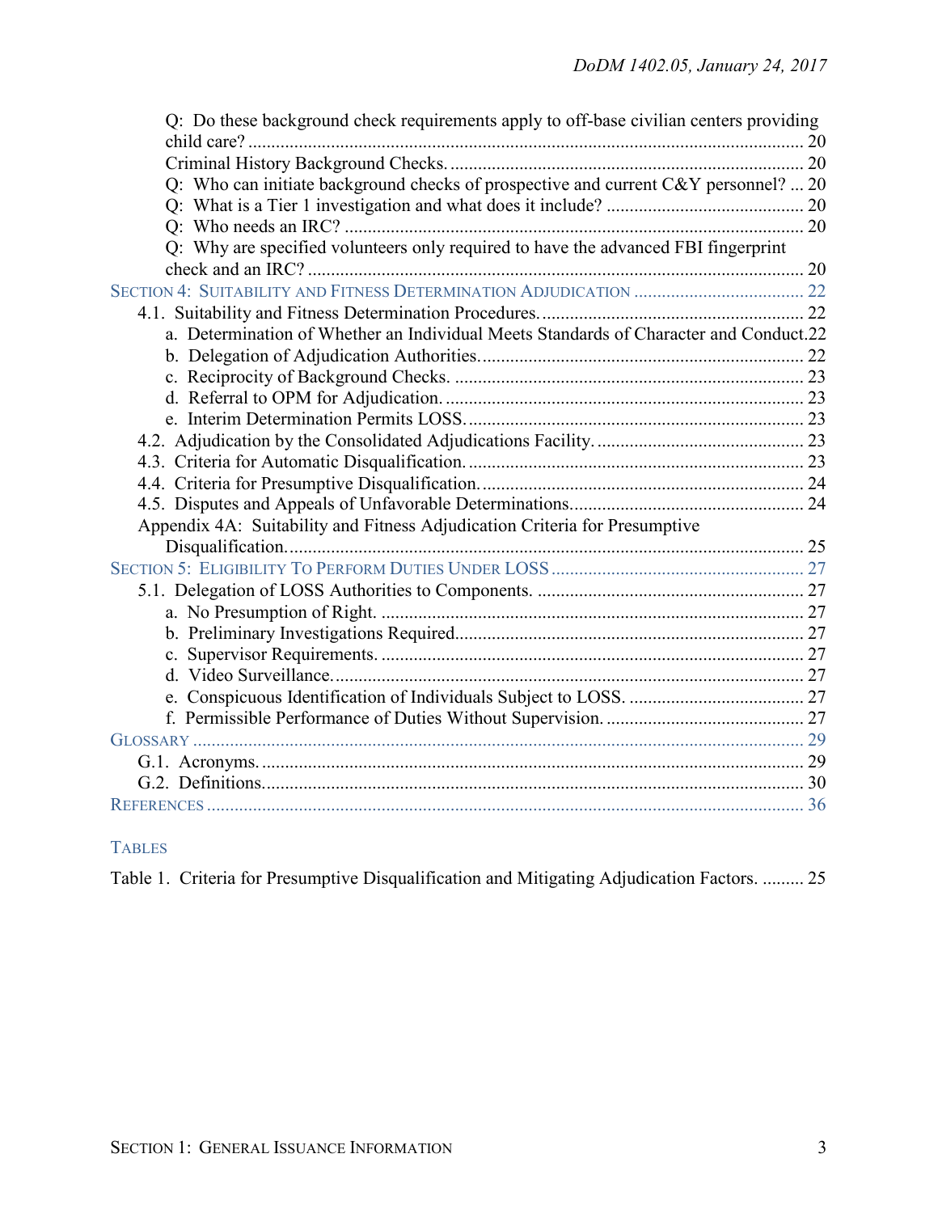Q: Do these background check requirements apply to off-base civilian centers providing child care? ... 20
Criminal History Background Checks. ... 20
Q: Who can initiate background checks of prospective and current C&Y personnel? ... 20
Q: What is a Tier 1 investigation and what does it include? ... 20
Q: Who needs an IRC? ... 20
Q: Why are specified volunteers only required to have the advanced FBI fingerprint check and an IRC? ... 20

SECTION 4: SUITABILITY AND FITNESS DETERMINATION ADJUDICATION ... 22
4.1. Suitability and Fitness Determination Procedures. ... 22
a. Determination of Whether an Individual Meets Standards of Character and Conduct. 22
b. Delegation of Adjudication Authorities. ... 22
c. Reciprocity of Background Checks. ... 23
d. Referral to OPM for Adjudication. ... 23
e. Interim Determination Permits LOSS. ... 23
4.2. Adjudication by the Consolidated Adjudications Facility. ... 23
4.3. Criteria for Automatic Disqualification. ... 23
4.4. Criteria for Presumptive Disqualification. ... 24
4.5. Disputes and Appeals of Unfavorable Determinations. ... 24
Appendix 4A: Suitability and Fitness Adjudication Criteria for Presumptive Disqualification. ... 25

SECTION 5: ELIGIBILITY TO PERFORM DUTIES UNDER LOSS ... 27
5.1. Delegation of LOSS Authorities to Components. ... 27
a. No Presumption of Right. ... 27
b. Preliminary Investigations Required. ... 27
c. Supervisor Requirements. ... 27
d. Video Surveillance. ... 27
e. Conspicuous Identification of Individuals Subject to LOSS. ... 27
f. Permissible Performance of Duties Without Supervision. ... 27

GLOSSARY ... 29
G.1. Acronyms. ... 29
G.2. Definitions. ... 30

REFERENCES ... 36

TABLES

Table 1. Criteria for Presumptive Disqualification and Mitigating Adjudication Factors. ... 25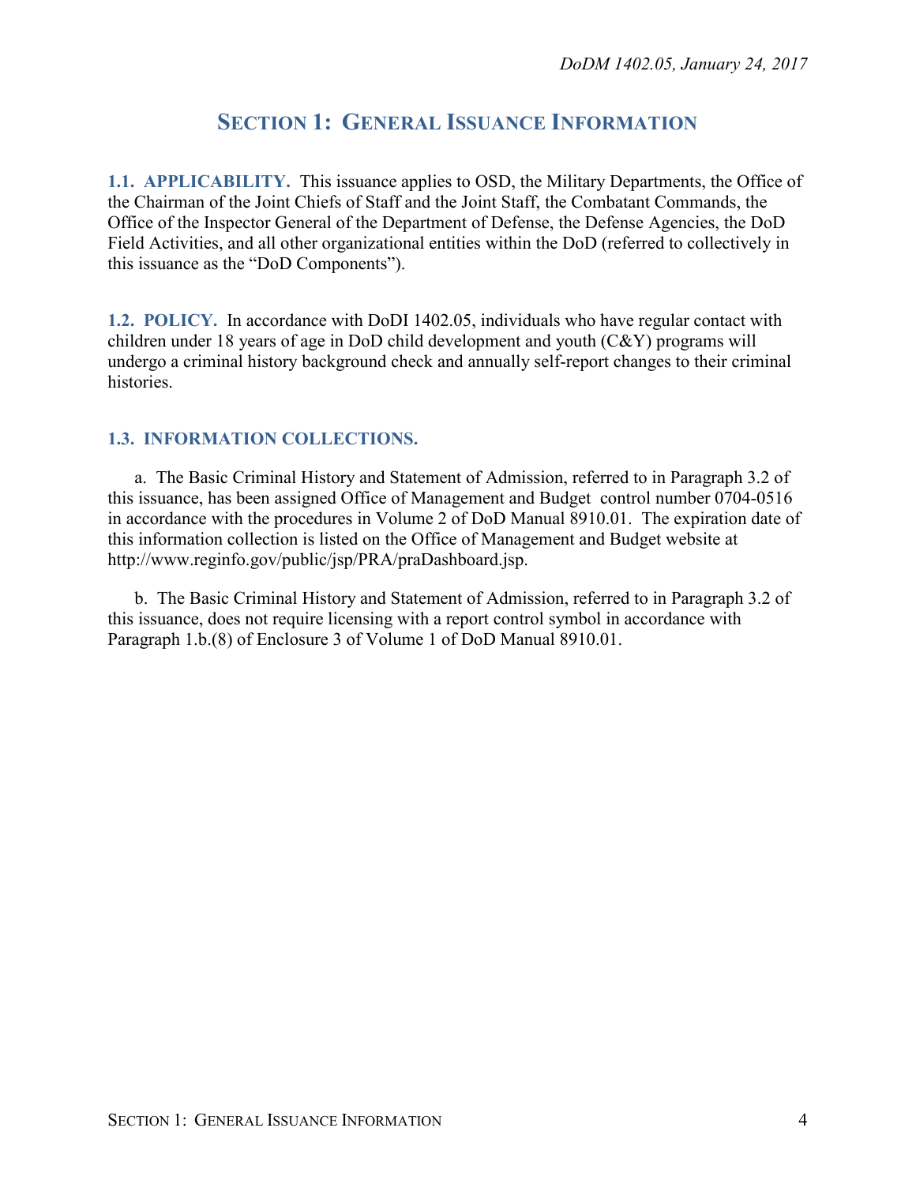# SECTION 1: GENERAL ISSUANCE INFORMATION

**1.1. APPLICABILITY.** This issuance applies to OSD, the Military Departments, the Office of the Chairman of the Joint Chiefs of Staff and the Joint Staff, the Combatant Commands, the Office of the Inspector General of the Department of Defense, the Defense Agencies, the DoD Field Activities, and all other organizational entities within the DoD (referred to collectively in this issuance as the "DoD Components").

**1.2. POLICY.** In accordance with DoDI 1402.05, individuals who have regular contact with children under 18 years of age in DoD child development and youth (C&Y) programs will undergo a criminal history background check and annually self-report changes to their criminal histories.

**1.3. INFORMATION COLLECTIONS.**

a. The Basic Criminal History and Statement of Admission, referred to in Paragraph 3.2 of this issuance, has been assigned Office of Management and Budget control number 0704-0516 in accordance with the procedures in Volume 2 of DoD Manual 8910.01. The expiration date of this information collection is listed on the Office of Management and Budget website at http://www.reginfo.gov/public/jsp/PRA/praDashboard.jsp.

b. The Basic Criminal History and Statement of Admission, referred to in Paragraph 3.2 of this issuance, does not require licensing with a report control symbol in accordance with Paragraph 1.b.(8) of Enclosure 3 of Volume 1 of DoD Manual 8910.01.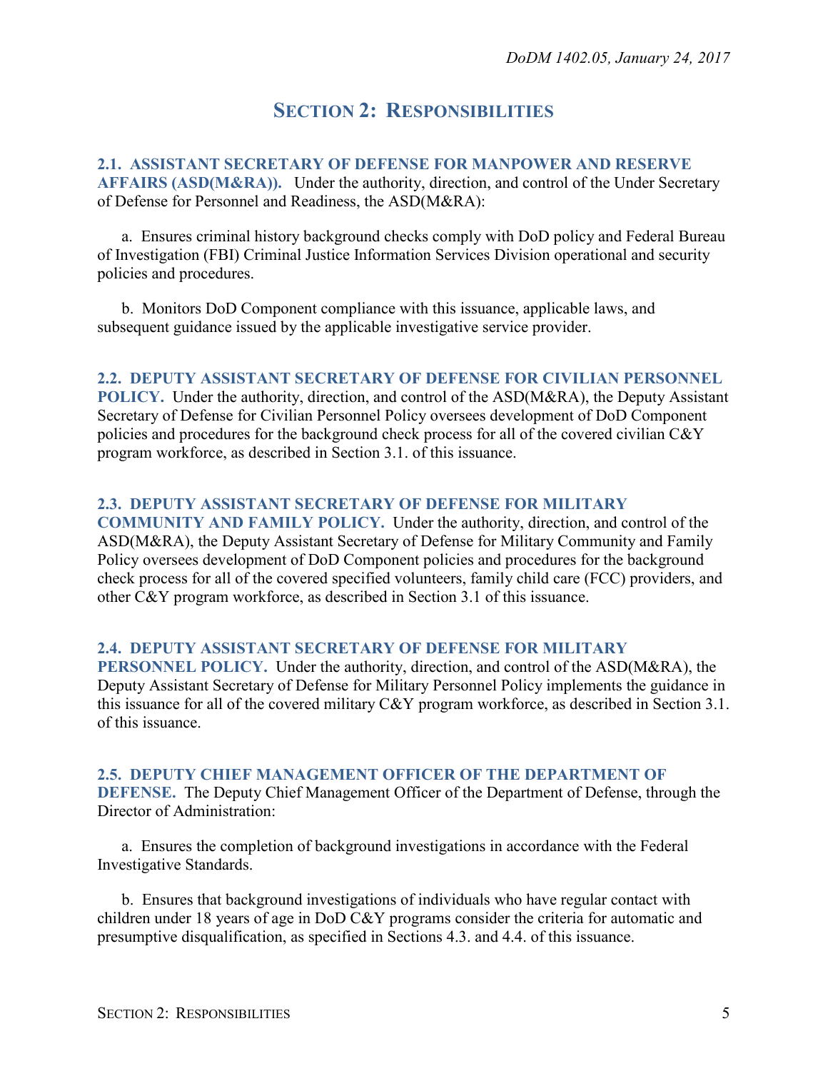# SECTION 2: RESPONSIBILITIES

## 2.1. ASSISTANT SECRETARY OF DEFENSE FOR MANPOWER AND RESERVE AFFAIRS (ASD(M&RA)).

Under the authority, direction, and control of the Under Secretary of Defense for Personnel and Readiness, the ASD(M&RA):

a. Ensures criminal history background checks comply with DoD policy and Federal Bureau of Investigation (FBI) Criminal Justice Information Services Division operational and security policies and procedures.

b. Monitors DoD Component compliance with this issuance, applicable laws, and subsequent guidance issued by the applicable investigative service provider.

## 2.2. DEPUTY ASSISTANT SECRETARY OF DEFENSE FOR CIVILIAN PERSONNEL POLICY.

Under the authority, direction, and control of the ASD(M&RA), the Deputy Assistant Secretary of Defense for Civilian Personnel Policy oversees development of DoD Component policies and procedures for the background check process for all of the covered civilian C&Y program workforce, as described in Section 3.1. of this issuance.

## 2.3. DEPUTY ASSISTANT SECRETARY OF DEFENSE FOR MILITARY COMMUNITY AND FAMILY POLICY.

Under the authority, direction, and control of the ASD(M&RA), the Deputy Assistant Secretary of Defense for Military Community and Family Policy oversees development of DoD Component policies and procedures for the background check process for all of the covered specified volunteers, family child care (FCC) providers, and other C&Y program workforce, as described in Section 3.1 of this issuance.

## 2.4. DEPUTY ASSISTANT SECRETARY OF DEFENSE FOR MILITARY PERSONNEL POLICY.

Under the authority, direction, and control of the ASD(M&RA), the Deputy Assistant Secretary of Defense for Military Personnel Policy implements the guidance in this issuance for all of the covered military C&Y program workforce, as described in Section 3.1. of this issuance.

## 2.5. DEPUTY CHIEF MANAGEMENT OFFICER OF THE DEPARTMENT OF DEFENSE.

The Deputy Chief Management Officer of the Department of Defense, through the Director of Administration:

a. Ensures the completion of background investigations in accordance with the Federal Investigative Standards.

b. Ensures that background investigations of individuals who have regular contact with children under 18 years of age in DoD C&Y programs consider the criteria for automatic and presumptive disqualification, as specified in Sections 4.3. and 4.4. of this issuance.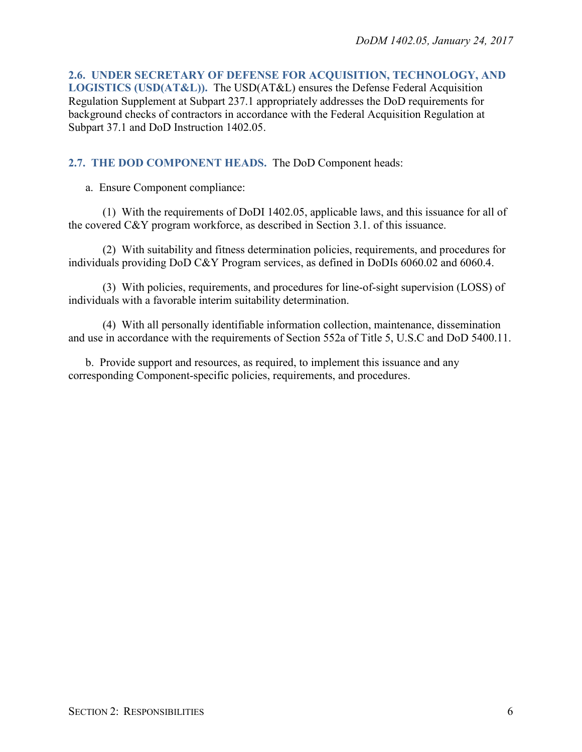**2.6. UNDER SECRETARY OF DEFENSE FOR ACQUISITION, TECHNOLOGY, AND LOGISTICS (USD(AT&L)).** The USD(AT&L) ensures the Defense Federal Acquisition Regulation Supplement at Subpart 237.1 appropriately addresses the DoD requirements for background checks of contractors in accordance with the Federal Acquisition Regulation at Subpart 37.1 and DoD Instruction 1402.05.

**2.7. THE DOD COMPONENT HEADS.** The DoD Component heads:

a. Ensure Component compliance:

(1) With the requirements of DoDI 1402.05, applicable laws, and this issuance for all of the covered C&Y program workforce, as described in Section 3.1. of this issuance.

(2) With suitability and fitness determination policies, requirements, and procedures for individuals providing DoD C&Y Program services, as defined in DoDIs 6060.02 and 6060.4.

(3) With policies, requirements, and procedures for line-of-sight supervision (LOSS) of individuals with a favorable interim suitability determination.

(4) With all personally identifiable information collection, maintenance, dissemination and use in accordance with the requirements of Section 552a of Title 5, U.S.C and DoD 5400.11.

b. Provide support and resources, as required, to implement this issuance and any corresponding Component-specific policies, requirements, and procedures.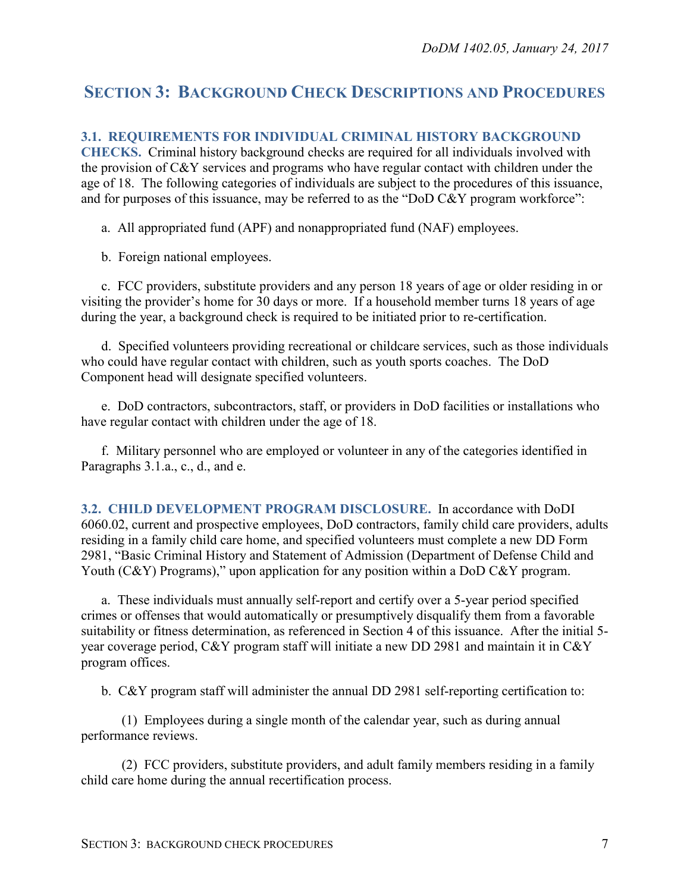## SECTION 3: BACKGROUND CHECK DESCRIPTIONS AND PROCEDURES

**3.1. REQUIREMENTS FOR INDIVIDUAL CRIMINAL HISTORY BACKGROUND CHECKS.** Criminal history background checks are required for all individuals involved with the provision of C&Y services and programs who have regular contact with children under the age of 18. The following categories of individuals are subject to the procedures of this issuance, and for purposes of this issuance, may be referred to as the "DoD C&Y program workforce":

a. All appropriated fund (APF) and nonappropriated fund (NAF) employees.

b. Foreign national employees.

c. FCC providers, substitute providers and any person 18 years of age or older residing in or visiting the provider's home for 30 days or more. If a household member turns 18 years of age during the year, a background check is required to be initiated prior to re-certification.

d. Specified volunteers providing recreational or childcare services, such as those individuals who could have regular contact with children, such as youth sports coaches. The DoD Component head will designate specified volunteers.

e. DoD contractors, subcontractors, staff, or providers in DoD facilities or installations who have regular contact with children under the age of 18.

f. Military personnel who are employed or volunteer in any of the categories identified in Paragraphs 3.1.a., c., d., and e.

**3.2. CHILD DEVELOPMENT PROGRAM DISCLOSURE.** In accordance with DoDI 6060.02, current and prospective employees, DoD contractors, family child care providers, adults residing in a family child care home, and specified volunteers must complete a new DD Form 2981, "Basic Criminal History and Statement of Admission (Department of Defense Child and Youth (C&Y) Programs)," upon application for any position within a DoD C&Y program.

a. These individuals must annually self-report and certify over a 5-year period specified crimes or offenses that would automatically or presumptively disqualify them from a favorable suitability or fitness determination, as referenced in Section 4 of this issuance. After the initial 5-year coverage period, C&Y program staff will initiate a new DD 2981 and maintain it in C&Y program offices.

b. C&Y program staff will administer the annual DD 2981 self-reporting certification to:

(1) Employees during a single month of the calendar year, such as during annual performance reviews.

(2) FCC providers, substitute providers, and adult family members residing in a family child care home during the annual recertification process.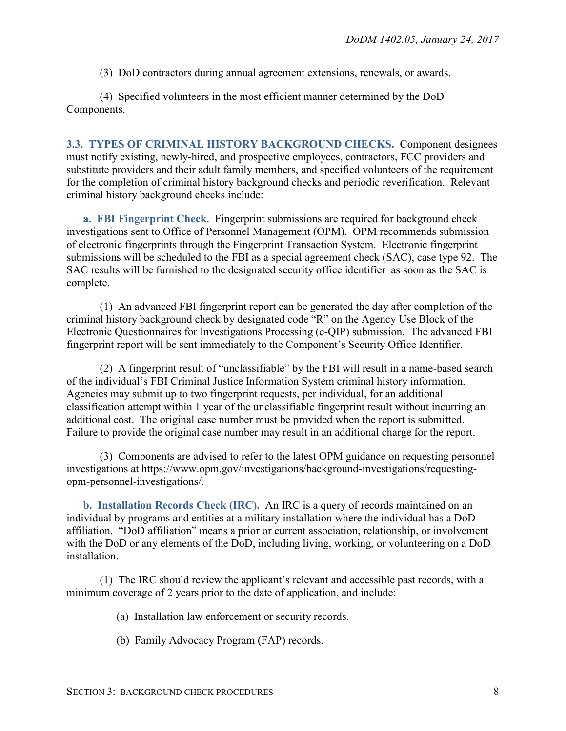(3) DoD contractors during annual agreement extensions, renewals, or awards.

(4) Specified volunteers in the most efficient manner determined by the DoD Components.

## 3.3. TYPES OF CRIMINAL HISTORY BACKGROUND CHECKS.

Component designees must notify existing, newly-hired, and prospective employees, contractors, FCC providers and substitute providers and their adult family members, and specified volunteers of the requirement for the completion of criminal history background checks and periodic reverification. Relevant criminal history background checks include:

**a. FBI Fingerprint Check**. Fingerprint submissions are required for background check investigations sent to Office of Personnel Management (OPM). OPM recommends submission of electronic fingerprints through the Fingerprint Transaction System. Electronic fingerprint submissions will be scheduled to the FBI as a special agreement check (SAC), case type 92. The SAC results will be furnished to the designated security office identifier as soon as the SAC is complete.

(1) An advanced FBI fingerprint report can be generated the day after completion of the criminal history background check by designated code "R" on the Agency Use Block of the Electronic Questionnaires for Investigations Processing (e-QIP) submission. The advanced FBI fingerprint report will be sent immediately to the Component's Security Office Identifier.

(2) A fingerprint result of "unclassifiable" by the FBI will result in a name-based search of the individual's FBI Criminal Justice Information System criminal history information. Agencies may submit up to two fingerprint requests, per individual, for an additional classification attempt within 1 year of the unclassifiable fingerprint result without incurring an additional cost. The original case number must be provided when the report is submitted. Failure to provide the original case number may result in an additional charge for the report.

(3) Components are advised to refer to the latest OPM guidance on requesting personnel investigations at https://www.opm.gov/investigations/background-investigations/requesting-opm-personnel-investigations/.

**b. Installation Records Check (IRC).** An IRC is a query of records maintained on an individual by programs and entities at a military installation where the individual has a DoD affiliation. "DoD affiliation" means a prior or current association, relationship, or involvement with the DoD or any elements of the DoD, including living, working, or volunteering on a DoD installation.

(1) The IRC should review the applicant's relevant and accessible past records, with a minimum coverage of 2 years prior to the date of application, and include:

(a) Installation law enforcement or security records.

(b) Family Advocacy Program (FAP) records.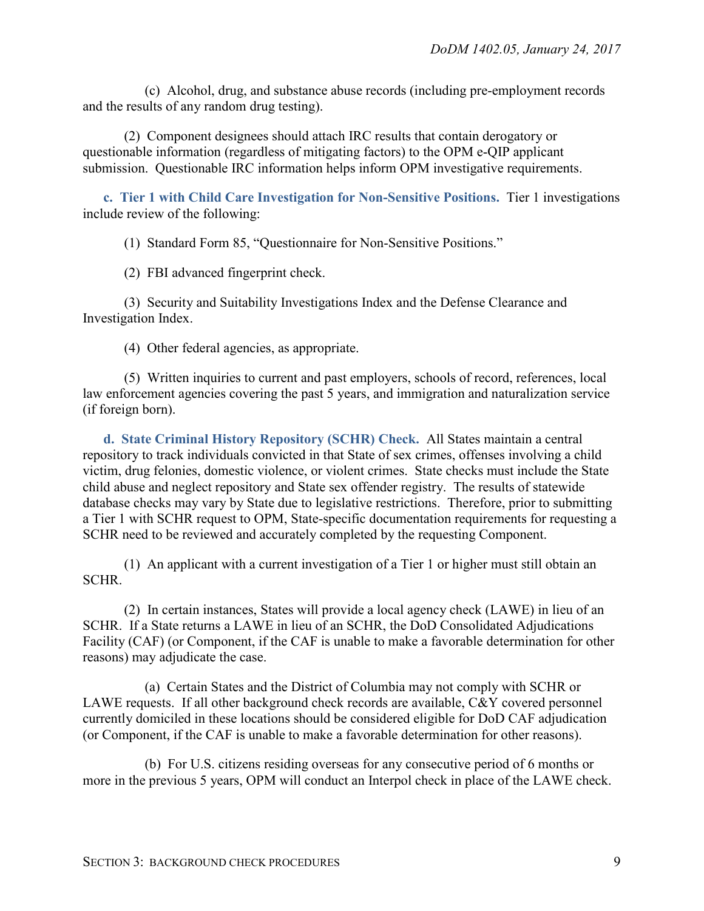(c) Alcohol, drug, and substance abuse records (including pre-employment records and the results of any random drug testing).

(2) Component designees should attach IRC results that contain derogatory or questionable information (regardless of mitigating factors) to the OPM e-QIP applicant submission. Questionable IRC information helps inform OPM investigative requirements.

**c. Tier 1 with Child Care Investigation for Non-Sensitive Positions.** Tier 1 investigations include review of the following:

(1) Standard Form 85, "Questionnaire for Non-Sensitive Positions."

(2) FBI advanced fingerprint check.

(3) Security and Suitability Investigations Index and the Defense Clearance and Investigation Index.

(4) Other federal agencies, as appropriate.

(5) Written inquiries to current and past employers, schools of record, references, local law enforcement agencies covering the past 5 years, and immigration and naturalization service (if foreign born).

**d. State Criminal History Repository (SCHR) Check.** All States maintain a central repository to track individuals convicted in that State of sex crimes, offenses involving a child victim, drug felonies, domestic violence, or violent crimes. State checks must include the State child abuse and neglect repository and State sex offender registry. The results of statewide database checks may vary by State due to legislative restrictions. Therefore, prior to submitting a Tier 1 with SCHR request to OPM, State-specific documentation requirements for requesting a SCHR need to be reviewed and accurately completed by the requesting Component.

(1) An applicant with a current investigation of a Tier 1 or higher must still obtain an SCHR.

(2) In certain instances, States will provide a local agency check (LAWE) in lieu of an SCHR. If a State returns a LAWE in lieu of an SCHR, the DoD Consolidated Adjudications Facility (CAF) (or Component, if the CAF is unable to make a favorable determination for other reasons) may adjudicate the case.

(a) Certain States and the District of Columbia may not comply with SCHR or LAWE requests. If all other background check records are available, C&Y covered personnel currently domiciled in these locations should be considered eligible for DoD CAF adjudication (or Component, if the CAF is unable to make a favorable determination for other reasons).

(b) For U.S. citizens residing overseas for any consecutive period of 6 months or more in the previous 5 years, OPM will conduct an Interpol check in place of the LAWE check.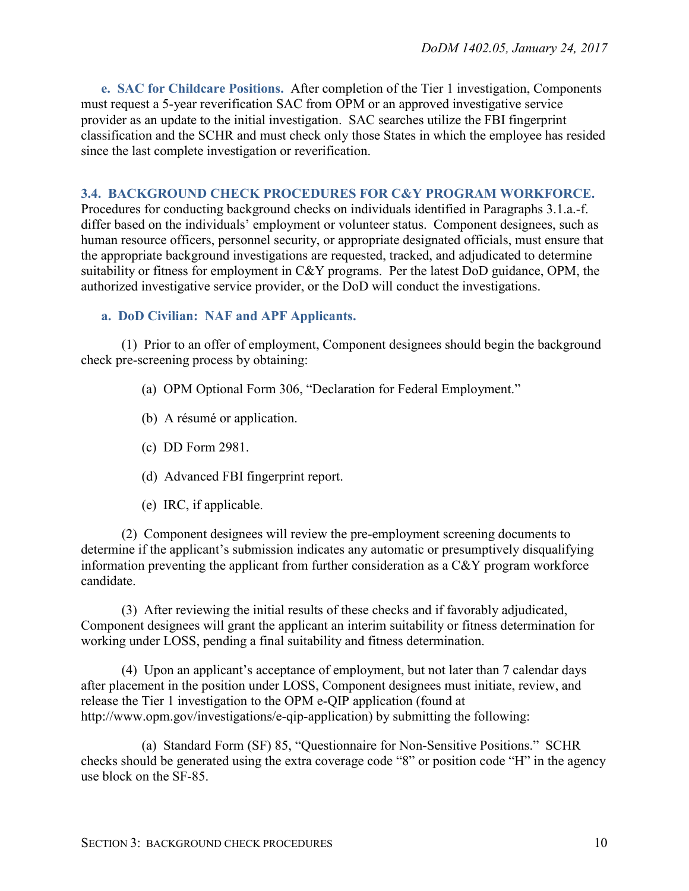**e. SAC for Childcare Positions.** After completion of the Tier 1 investigation, Components must request a 5-year reverification SAC from OPM or an approved investigative service provider as an update to the initial investigation. SAC searches utilize the FBI fingerprint classification and the SCHR and must check only those States in which the employee has resided since the last complete investigation or reverification.

## 3.4. BACKGROUND CHECK PROCEDURES FOR C&Y PROGRAM WORKFORCE.

Procedures for conducting background checks on individuals identified in Paragraphs 3.1.a.-f. differ based on the individuals' employment or volunteer status. Component designees, such as human resource officers, personnel security, or appropriate designated officials, must ensure that the appropriate background investigations are requested, tracked, and adjudicated to determine suitability or fitness for employment in C&Y programs. Per the latest DoD guidance, OPM, the authorized investigative service provider, or the DoD will conduct the investigations.

**a. DoD Civilian: NAF and APF Applicants.**

(1) Prior to an offer of employment, Component designees should begin the background check pre-screening process by obtaining:

(a) OPM Optional Form 306, "Declaration for Federal Employment."

(b) A résumé or application.

(c) DD Form 2981.

(d) Advanced FBI fingerprint report.

(e) IRC, if applicable.

(2) Component designees will review the pre-employment screening documents to determine if the applicant's submission indicates any automatic or presumptively disqualifying information preventing the applicant from further consideration as a C&Y program workforce candidate.

(3) After reviewing the initial results of these checks and if favorably adjudicated, Component designees will grant the applicant an interim suitability or fitness determination for working under LOSS, pending a final suitability and fitness determination.

(4) Upon an applicant's acceptance of employment, but not later than 7 calendar days after placement in the position under LOSS, Component designees must initiate, review, and release the Tier 1 investigation to the OPM e-QIP application (found at http://www.opm.gov/investigations/e-qip-application) by submitting the following:

(a) Standard Form (SF) 85, "Questionnaire for Non-Sensitive Positions." SCHR checks should be generated using the extra coverage code "8" or position code "H" in the agency use block on the SF-85.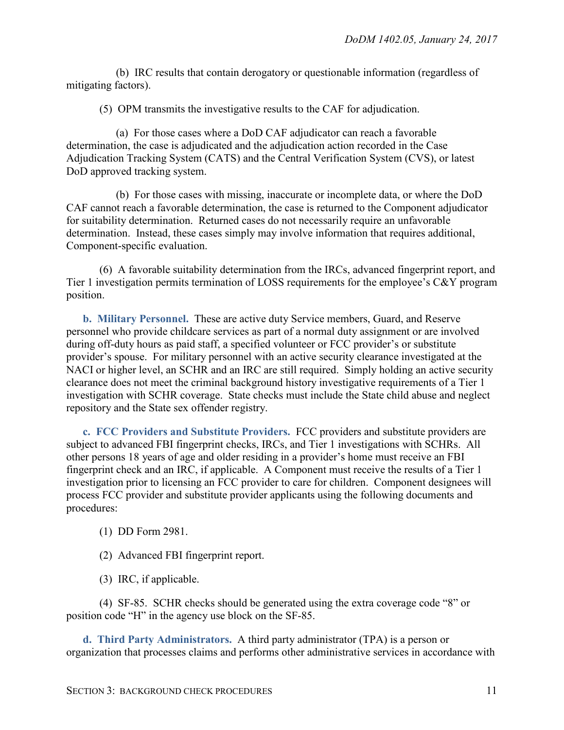(b) IRC results that contain derogatory or questionable information (regardless of mitigating factors).

(5) OPM transmits the investigative results to the CAF for adjudication.

(a) For those cases where a DoD CAF adjudicator can reach a favorable determination, the case is adjudicated and the adjudication action recorded in the Case Adjudication Tracking System (CATS) and the Central Verification System (CVS), or latest DoD approved tracking system.

(b) For those cases with missing, inaccurate or incomplete data, or where the DoD CAF cannot reach a favorable determination, the case is returned to the Component adjudicator for suitability determination. Returned cases do not necessarily require an unfavorable determination. Instead, these cases simply may involve information that requires additional, Component-specific evaluation.

(6) A favorable suitability determination from the IRCs, advanced fingerprint report, and Tier 1 investigation permits termination of LOSS requirements for the employee's C&Y program position.

**b. Military Personnel.** These are active duty Service members, Guard, and Reserve personnel who provide childcare services as part of a normal duty assignment or are involved during off-duty hours as paid staff, a specified volunteer or FCC provider's or substitute provider's spouse. For military personnel with an active security clearance investigated at the NACI or higher level, an SCHR and an IRC are still required. Simply holding an active security clearance does not meet the criminal background history investigative requirements of a Tier 1 investigation with SCHR coverage. State checks must include the State child abuse and neglect repository and the State sex offender registry.

**c. FCC Providers and Substitute Providers.** FCC providers and substitute providers are subject to advanced FBI fingerprint checks, IRCs, and Tier 1 investigations with SCHRs. All other persons 18 years of age and older residing in a provider's home must receive an FBI fingerprint check and an IRC, if applicable. A Component must receive the results of a Tier 1 investigation prior to licensing an FCC provider to care for children. Component designees will process FCC provider and substitute provider applicants using the following documents and procedures:

(1) DD Form 2981.

(2) Advanced FBI fingerprint report.

(3) IRC, if applicable.

(4) SF-85. SCHR checks should be generated using the extra coverage code "8" or position code "H" in the agency use block on the SF-85.

**d. Third Party Administrators.** A third party administrator (TPA) is a person or organization that processes claims and performs other administrative services in accordance with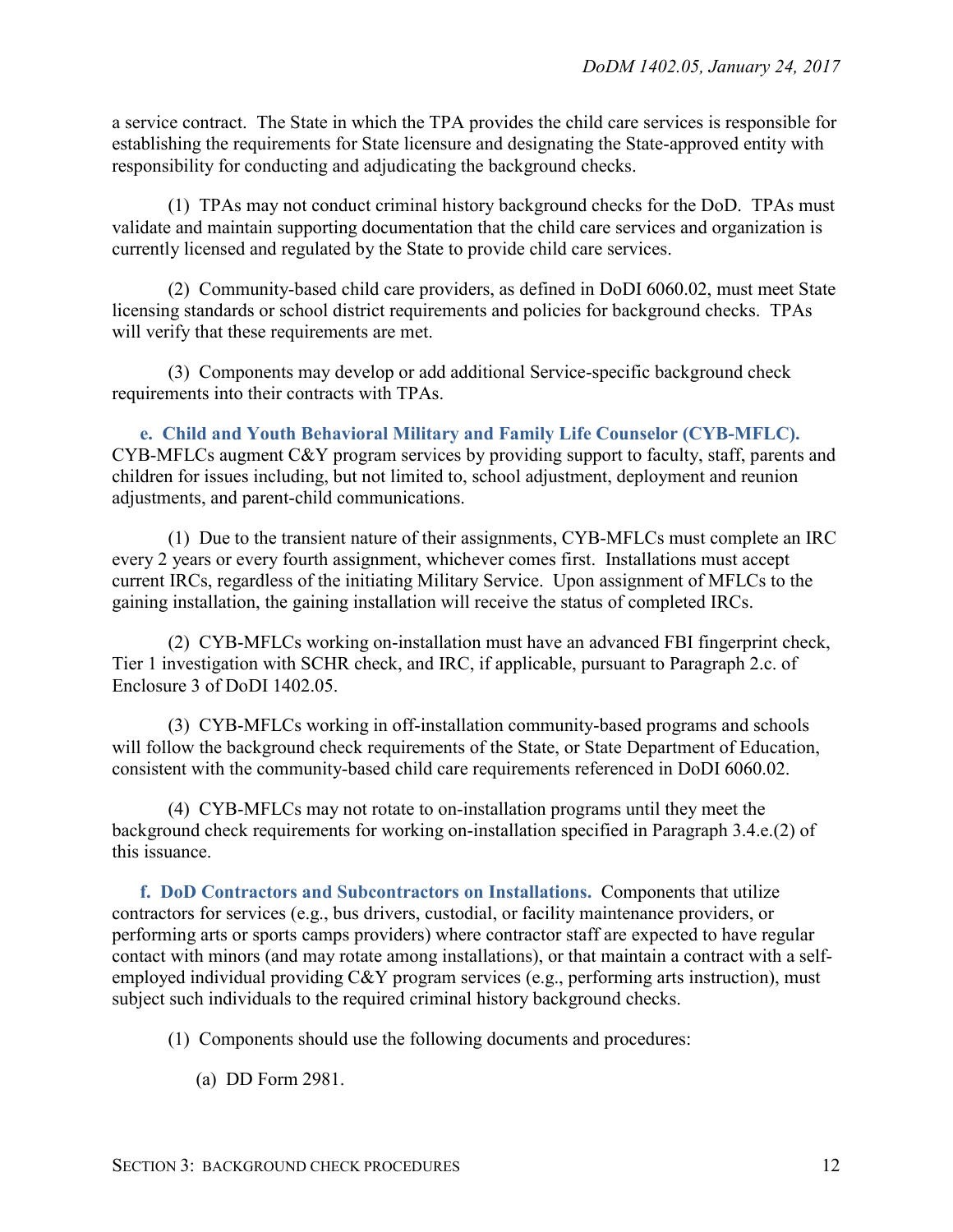a service contract. The State in which the TPA provides the child care services is responsible for establishing the requirements for State licensure and designating the State-approved entity with responsibility for conducting and adjudicating the background checks.

(1) TPAs may not conduct criminal history background checks for the DoD. TPAs must validate and maintain supporting documentation that the child care services and organization is currently licensed and regulated by the State to provide child care services.

(2) Community-based child care providers, as defined in DoDI 6060.02, must meet State licensing standards or school district requirements and policies for background checks. TPAs will verify that these requirements are met.

(3) Components may develop or add additional Service-specific background check requirements into their contracts with TPAs.

**e. Child and Youth Behavioral Military and Family Life Counselor (CYB-MFLC).** CYB-MFLCs augment C&Y program services by providing support to faculty, staff, parents and children for issues including, but not limited to, school adjustment, deployment and reunion adjustments, and parent-child communications.

(1) Due to the transient nature of their assignments, CYB-MFLCs must complete an IRC every 2 years or every fourth assignment, whichever comes first. Installations must accept current IRCs, regardless of the initiating Military Service. Upon assignment of MFLCs to the gaining installation, the gaining installation will receive the status of completed IRCs.

(2) CYB-MFLCs working on-installation must have an advanced FBI fingerprint check, Tier 1 investigation with SCHR check, and IRC, if applicable, pursuant to Paragraph 2.c. of Enclosure 3 of DoDI 1402.05.

(3) CYB-MFLCs working in off-installation community-based programs and schools will follow the background check requirements of the State, or State Department of Education, consistent with the community-based child care requirements referenced in DoDI 6060.02.

(4) CYB-MFLCs may not rotate to on-installation programs until they meet the background check requirements for working on-installation specified in Paragraph 3.4.e.(2) of this issuance.

**f. DoD Contractors and Subcontractors on Installations.** Components that utilize contractors for services (e.g., bus drivers, custodial, or facility maintenance providers, or performing arts or sports camps providers) where contractor staff are expected to have regular contact with minors (and may rotate among installations), or that maintain a contract with a self-employed individual providing C&Y program services (e.g., performing arts instruction), must subject such individuals to the required criminal history background checks.

(1) Components should use the following documents and procedures:

(a) DD Form 2981.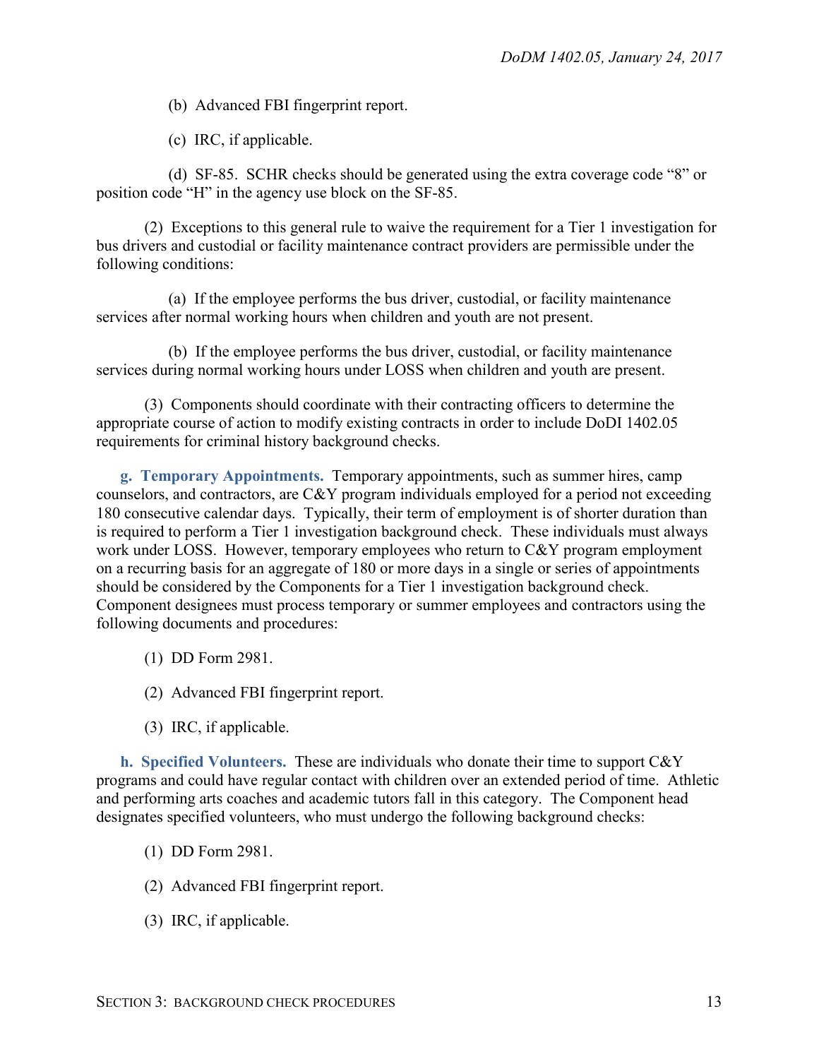(b) Advanced FBI fingerprint report.

(c) IRC, if applicable.

(d) SF-85. SCHR checks should be generated using the extra coverage code "8" or position code "H" in the agency use block on the SF-85.

(2) Exceptions to this general rule to waive the requirement for a Tier 1 investigation for bus drivers and custodial or facility maintenance contract providers are permissible under the following conditions:

(a) If the employee performs the bus driver, custodial, or facility maintenance services after normal working hours when children and youth are not present.

(b) If the employee performs the bus driver, custodial, or facility maintenance services during normal working hours under LOSS when children and youth are present.

(3) Components should coordinate with their contracting officers to determine the appropriate course of action to modify existing contracts in order to include DoDI 1402.05 requirements for criminal history background checks.

**g. Temporary Appointments.** Temporary appointments, such as summer hires, camp counselors, and contractors, are C&Y program individuals employed for a period not exceeding 180 consecutive calendar days. Typically, their term of employment is of shorter duration than is required to perform a Tier 1 investigation background check. These individuals must always work under LOSS. However, temporary employees who return to C&Y program employment on a recurring basis for an aggregate of 180 or more days in a single or series of appointments should be considered by the Components for a Tier 1 investigation background check. Component designees must process temporary or summer employees and contractors using the following documents and procedures:

(1) DD Form 2981.

(2) Advanced FBI fingerprint report.

(3) IRC, if applicable.

**h. Specified Volunteers.** These are individuals who donate their time to support C&Y programs and could have regular contact with children over an extended period of time. Athletic and performing arts coaches and academic tutors fall in this category. The Component head designates specified volunteers, who must undergo the following background checks:

(1) DD Form 2981.

(2) Advanced FBI fingerprint report.

(3) IRC, if applicable.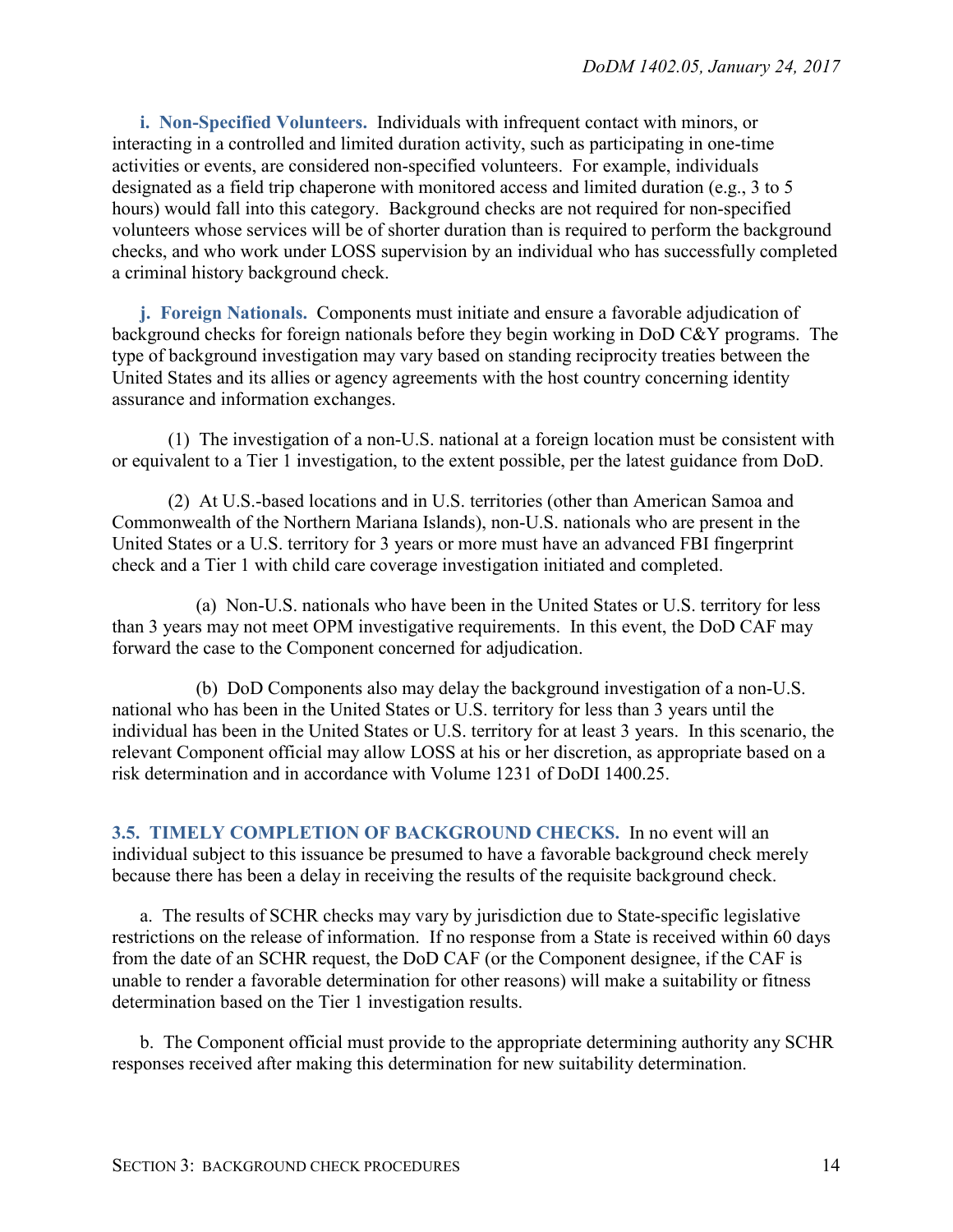**i. Non-Specified Volunteers.** Individuals with infrequent contact with minors, or interacting in a controlled and limited duration activity, such as participating in one-time activities or events, are considered non-specified volunteers. For example, individuals designated as a field trip chaperone with monitored access and limited duration (e.g., 3 to 5 hours) would fall into this category. Background checks are not required for non-specified volunteers whose services will be of shorter duration than is required to perform the background checks, and who work under LOSS supervision by an individual who has successfully completed a criminal history background check.

**j. Foreign Nationals.** Components must initiate and ensure a favorable adjudication of background checks for foreign nationals before they begin working in DoD C&Y programs. The type of background investigation may vary based on standing reciprocity treaties between the United States and its allies or agency agreements with the host country concerning identity assurance and information exchanges.

(1) The investigation of a non-U.S. national at a foreign location must be consistent with or equivalent to a Tier 1 investigation, to the extent possible, per the latest guidance from DoD.

(2) At U.S.-based locations and in U.S. territories (other than American Samoa and Commonwealth of the Northern Mariana Islands), non-U.S. nationals who are present in the United States or a U.S. territory for 3 years or more must have an advanced FBI fingerprint check and a Tier 1 with child care coverage investigation initiated and completed.

(a) Non-U.S. nationals who have been in the United States or U.S. territory for less than 3 years may not meet OPM investigative requirements. In this event, the DoD CAF may forward the case to the Component concerned for adjudication.

(b) DoD Components also may delay the background investigation of a non-U.S. national who has been in the United States or U.S. territory for less than 3 years until the individual has been in the United States or U.S. territory for at least 3 years. In this scenario, the relevant Component official may allow LOSS at his or her discretion, as appropriate based on a risk determination and in accordance with Volume 1231 of DoDI 1400.25.

## 3.5. TIMELY COMPLETION OF BACKGROUND CHECKS.

In no event will an individual subject to this issuance be presumed to have a favorable background check merely because there has been a delay in receiving the results of the requisite background check.

a. The results of SCHR checks may vary by jurisdiction due to State-specific legislative restrictions on the release of information. If no response from a State is received within 60 days from the date of an SCHR request, the DoD CAF (or the Component designee, if the CAF is unable to render a favorable determination for other reasons) will make a suitability or fitness determination based on the Tier 1 investigation results.

b. The Component official must provide to the appropriate determining authority any SCHR responses received after making this determination for new suitability determination.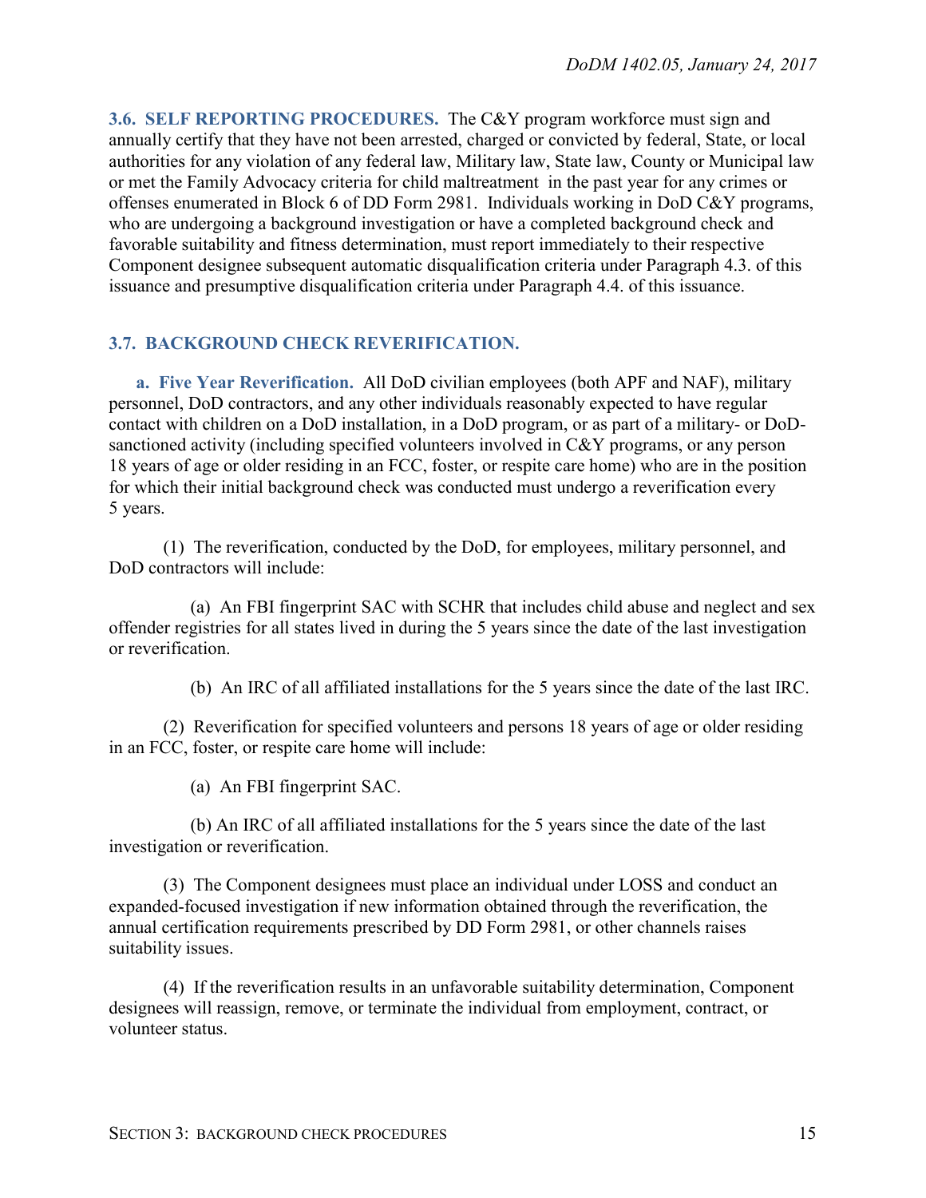**3.6. SELF REPORTING PROCEDURES.** The C&Y program workforce must sign and annually certify that they have not been arrested, charged or convicted by federal, State, or local authorities for any violation of any federal law, Military law, State law, County or Municipal law or met the Family Advocacy criteria for child maltreatment in the past year for any crimes or offenses enumerated in Block 6 of DD Form 2981. Individuals working in DoD C&Y programs, who are undergoing a background investigation or have a completed background check and favorable suitability and fitness determination, must report immediately to their respective Component designee subsequent automatic disqualification criteria under Paragraph 4.3. of this issuance and presumptive disqualification criteria under Paragraph 4.4. of this issuance.

**3.7. BACKGROUND CHECK REVERIFICATION.**

**a. Five Year Reverification.** All DoD civilian employees (both APF and NAF), military personnel, DoD contractors, and any other individuals reasonably expected to have regular contact with children on a DoD installation, in a DoD program, or as part of a military- or DoD-sanctioned activity (including specified volunteers involved in C&Y programs, or any person 18 years of age or older residing in an FCC, foster, or respite care home) who are in the position for which their initial background check was conducted must undergo a reverification every 5 years.

(1) The reverification, conducted by the DoD, for employees, military personnel, and DoD contractors will include:

(a) An FBI fingerprint SAC with SCHR that includes child abuse and neglect and sex offender registries for all states lived in during the 5 years since the date of the last investigation or reverification.

(b) An IRC of all affiliated installations for the 5 years since the date of the last IRC.

(2) Reverification for specified volunteers and persons 18 years of age or older residing in an FCC, foster, or respite care home will include:

(a) An FBI fingerprint SAC.

(b) An IRC of all affiliated installations for the 5 years since the date of the last investigation or reverification.

(3) The Component designees must place an individual under LOSS and conduct an expanded-focused investigation if new information obtained through the reverification, the annual certification requirements prescribed by DD Form 2981, or other channels raises suitability issues.

(4) If the reverification results in an unfavorable suitability determination, Component designees will reassign, remove, or terminate the individual from employment, contract, or volunteer status.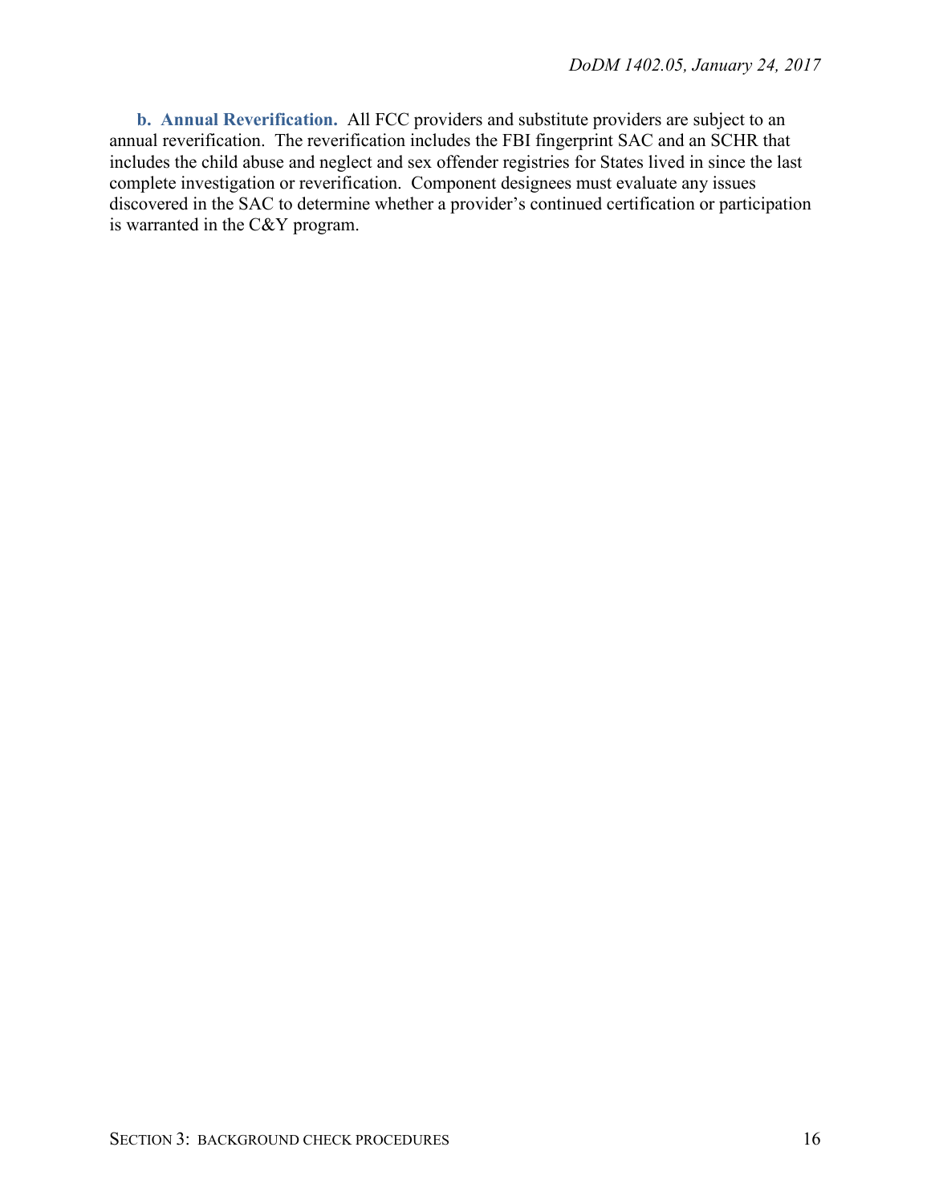**b. Annual Reverification.** All FCC providers and substitute providers are subject to an annual reverification. The reverification includes the FBI fingerprint SAC and an SCHR that includes the child abuse and neglect and sex offender registries for States lived in since the last complete investigation or reverification. Component designees must evaluate any issues discovered in the SAC to determine whether a provider's continued certification or participation is warranted in the C&Y program.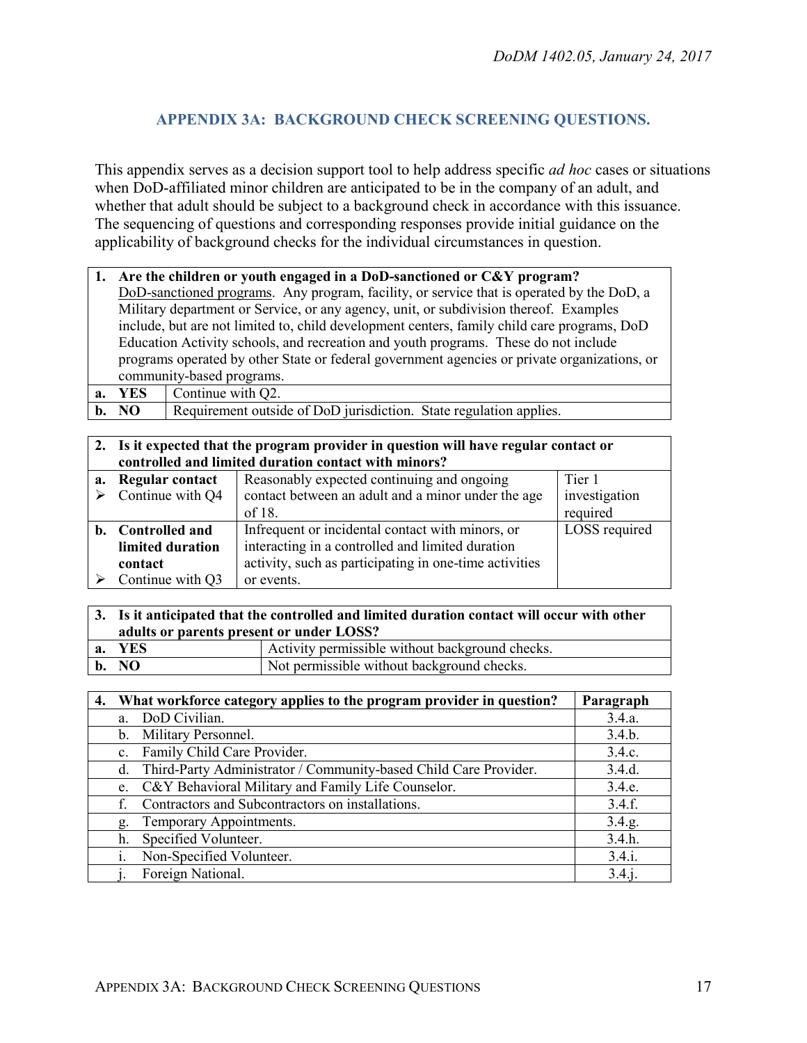## APPENDIX 3A: BACKGROUND CHECK SCREENING QUESTIONS.

This appendix serves as a decision support tool to help address specific *ad hoc* cases or situations when DoD-affiliated minor children are anticipated to be in the company of an adult, and whether that adult should be subject to a background check in accordance with this issuance. The sequencing of questions and corresponding responses provide initial guidance on the applicability of background checks for the individual circumstances in question.

| **1. Are the children or youth engaged in a DoD-sanctioned or C&Y program?** DoD-sanctioned programs. Any program, facility, or service that is operated by the DoD, a Military department or Service, or any agency, unit, or subdivision thereof. Examples include, but are not limited to, child development centers, family child care programs, DoD Education Activity schools, and recreation and youth programs. These do not include programs operated by other State or federal government agencies or private organizations, or community-based programs. | |
|---|---|
| **a. YES** | Continue with Q2. |
| **b. NO** | Requirement outside of DoD jurisdiction. State regulation applies. |

| **2. Is it expected that the program provider in question will have regular contact or controlled and limited duration contact with minors?** | | |
|---|---|---|
| **a. Regular contact** ➢ Continue with Q4 | Reasonably expected continuing and ongoing contact between an adult and a minor under the age of 18. | Tier 1 investigation required |
| **b. Controlled and limited duration contact** ➢ Continue with Q3 | Infrequent or incidental contact with minors, or interacting in a controlled and limited duration activity, such as participating in one-time activities or events. | LOSS required |

| **3. Is it anticipated that the controlled and limited duration contact will occur with other adults or parents present or under LOSS?** | |
|---|---|
| **a. YES** | Activity permissible without background checks. |
| **b. NO** | Not permissible without background checks. |

| **4. What workforce category applies to the program provider in question?** | **Paragraph** |
|---|---|
| a. DoD Civilian. | 3.4.a. |
| b. Military Personnel. | 3.4.b. |
| c. Family Child Care Provider. | 3.4.c. |
| d. Third-Party Administrator / Community-based Child Care Provider. | 3.4.d. |
| e. C&Y Behavioral Military and Family Life Counselor. | 3.4.e. |
| f. Contractors and Subcontractors on installations. | 3.4.f. |
| g. Temporary Appointments. | 3.4.g. |
| h. Specified Volunteer. | 3.4.h. |
| i. Non-Specified Volunteer. | 3.4.i. |
| j. Foreign National. | 3.4.j. |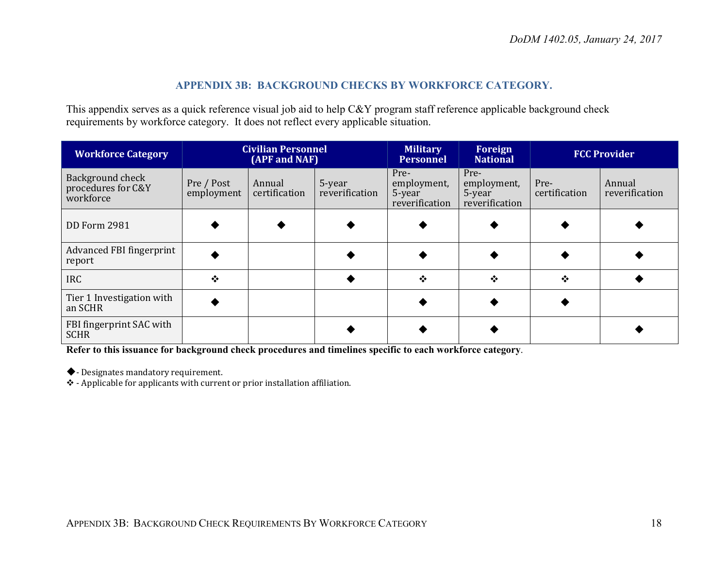## APPENDIX 3B: BACKGROUND CHECKS BY WORKFORCE CATEGORY.

This appendix serves as a quick reference visual job aid to help C&Y program staff reference applicable background check requirements by workforce category. It does not reflect every applicable situation.

| Workforce Category | Civilian Personnel (APF and NAF) | | | Military Personnel | Foreign National | FCC Provider | |
|---|---|---|---|---|---|---|---|
| Background check procedures for C&Y workforce | Pre / Post employment | Annual certification | 5-year reverification | Pre-employment, 5-year reverification | Pre-employment, 5-year reverification | Pre-certification | Annual reverification |
| DD Form 2981 | ◆ | ◆ | ◆ | ◆ | ◆ | ◆ | ◆ |
| Advanced FBI fingerprint report | ◆ | | ◆ | ◆ | ◆ | ◆ | ◆ |
| IRC | ❖ | | ◆ | ❖ | ❖ | ❖ | ◆ |
| Tier 1 Investigation with an SCHR | ◆ | | | ◆ | ◆ | ◆ | |
| FBI fingerprint SAC with SCHR | | | ◆ | ◆ | ◆ | | ◆ |

**Refer to this issuance for background check procedures and timelines specific to each workforce category**.

◆- Designates mandatory requirement.
❖ - Applicable for applicants with current or prior installation affiliation.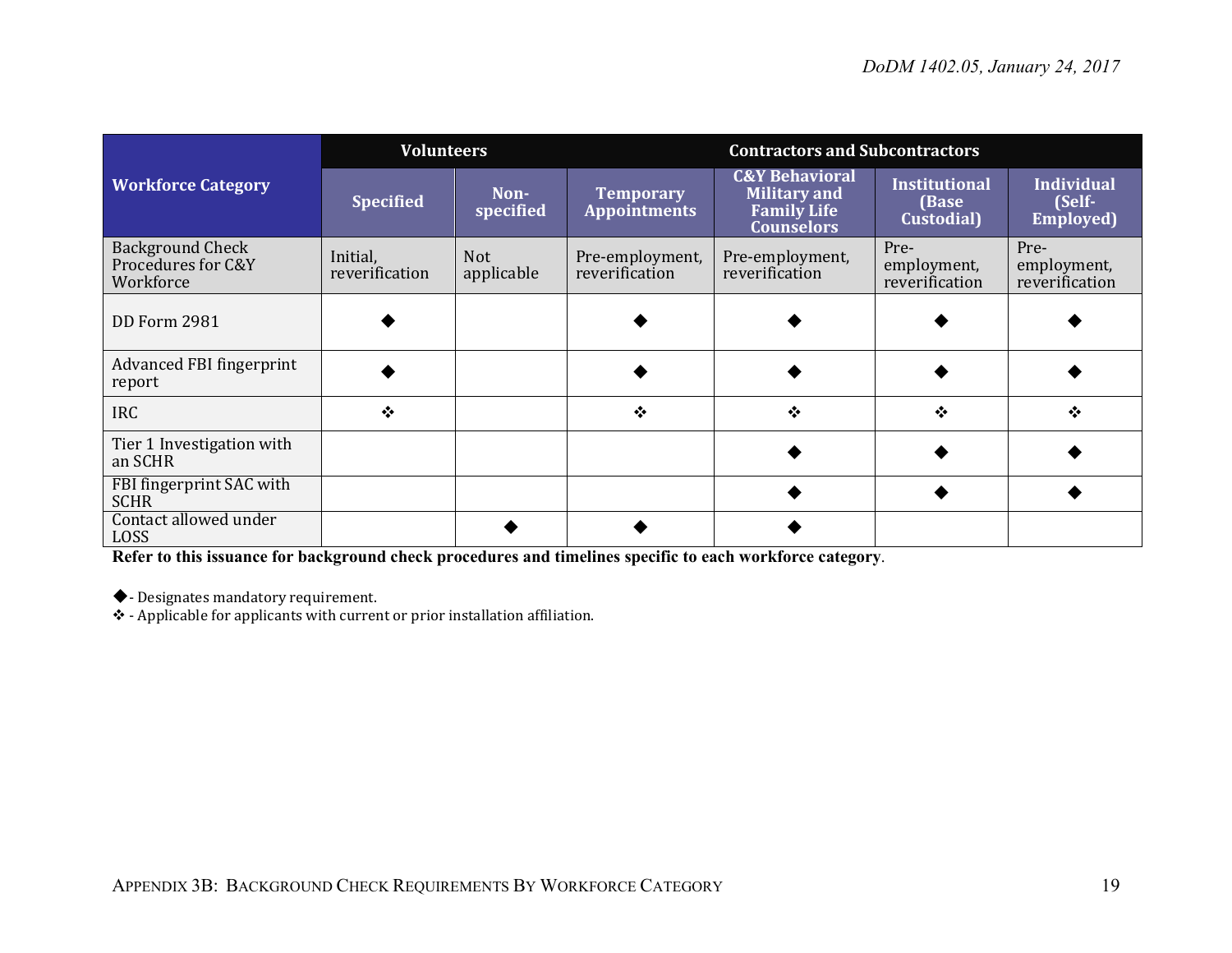| Workforce Category | Volunteers | | Contractors and Subcontractors | | | |
|---|---|---|---|---|---|---|
| | **Specified** | **Non-specified** | **Temporary Appointments** | **C&Y Behavioral Military and Family Life Counselors** | **Institutional (Base Custodial)** | **Individual (Self-Employed)** |
| Background Check Procedures for C&Y Workforce | Initial, reverification | Not applicable | Pre-employment, reverification | Pre-employment, reverification | Pre-employment, reverification | Pre-employment, reverification |
| DD Form 2981 | ◆ | | ◆ | ◆ | ◆ | ◆ |
| Advanced FBI fingerprint report | ◆ | | ◆ | ◆ | ◆ | ◆ |
| IRC | ❖ | | ❖ | ❖ | ❖ | ❖ |
| Tier 1 Investigation with an SCHR | | | | ◆ | ◆ | ◆ |
| FBI fingerprint SAC with SCHR | | | | ◆ | ◆ | ◆ |
| Contact allowed under LOSS | | ◆ | ◆ | ◆ | | |

**Refer to this issuance for background check procedures and timelines specific to each workforce category**.

◆ - Designates mandatory requirement.

❖ - Applicable for applicants with current or prior installation affiliation.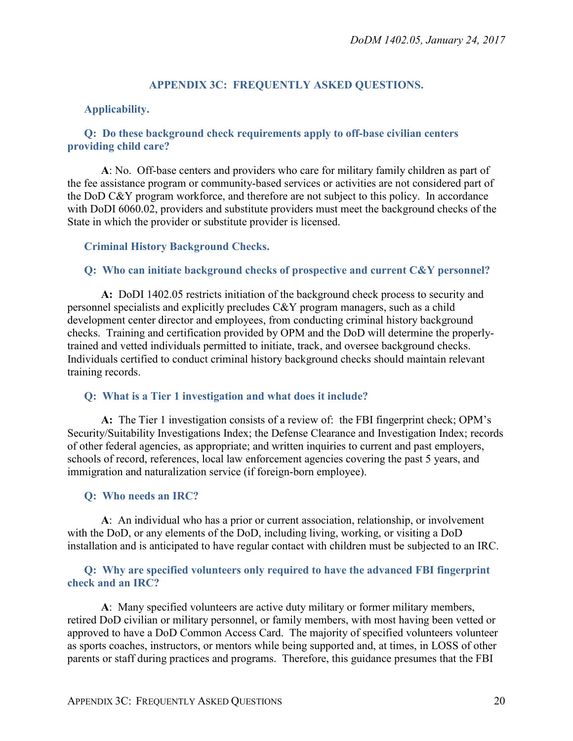## APPENDIX 3C: FREQUENTLY ASKED QUESTIONS.

### Applicability.

**Q: Do these background check requirements apply to off-base civilian centers providing child care?**

**A**: No. Off-base centers and providers who care for military family children as part of the fee assistance program or community-based services or activities are not considered part of the DoD C&Y program workforce, and therefore are not subject to this policy. In accordance with DoDI 6060.02, providers and substitute providers must meet the background checks of the State in which the provider or substitute provider is licensed.

### Criminal History Background Checks.

**Q: Who can initiate background checks of prospective and current C&Y personnel?**

**A:** DoDI 1402.05 restricts initiation of the background check process to security and personnel specialists and explicitly precludes C&Y program managers, such as a child development center director and employees, from conducting criminal history background checks. Training and certification provided by OPM and the DoD will determine the properly-trained and vetted individuals permitted to initiate, track, and oversee background checks. Individuals certified to conduct criminal history background checks should maintain relevant training records.

**Q: What is a Tier 1 investigation and what does it include?**

**A:** The Tier 1 investigation consists of a review of: the FBI fingerprint check; OPM's Security/Suitability Investigations Index; the Defense Clearance and Investigation Index; records of other federal agencies, as appropriate; and written inquiries to current and past employers, schools of record, references, local law enforcement agencies covering the past 5 years, and immigration and naturalization service (if foreign-born employee).

**Q: Who needs an IRC?**

**A**: An individual who has a prior or current association, relationship, or involvement with the DoD, or any elements of the DoD, including living, working, or visiting a DoD installation and is anticipated to have regular contact with children must be subjected to an IRC.

**Q: Why are specified volunteers only required to have the advanced FBI fingerprint check and an IRC?**

**A**: Many specified volunteers are active duty military or former military members, retired DoD civilian or military personnel, or family members, with most having been vetted or approved to have a DoD Common Access Card. The majority of specified volunteers volunteer as sports coaches, instructors, or mentors while being supported and, at times, in LOSS of other parents or staff during practices and programs. Therefore, this guidance presumes that the FBI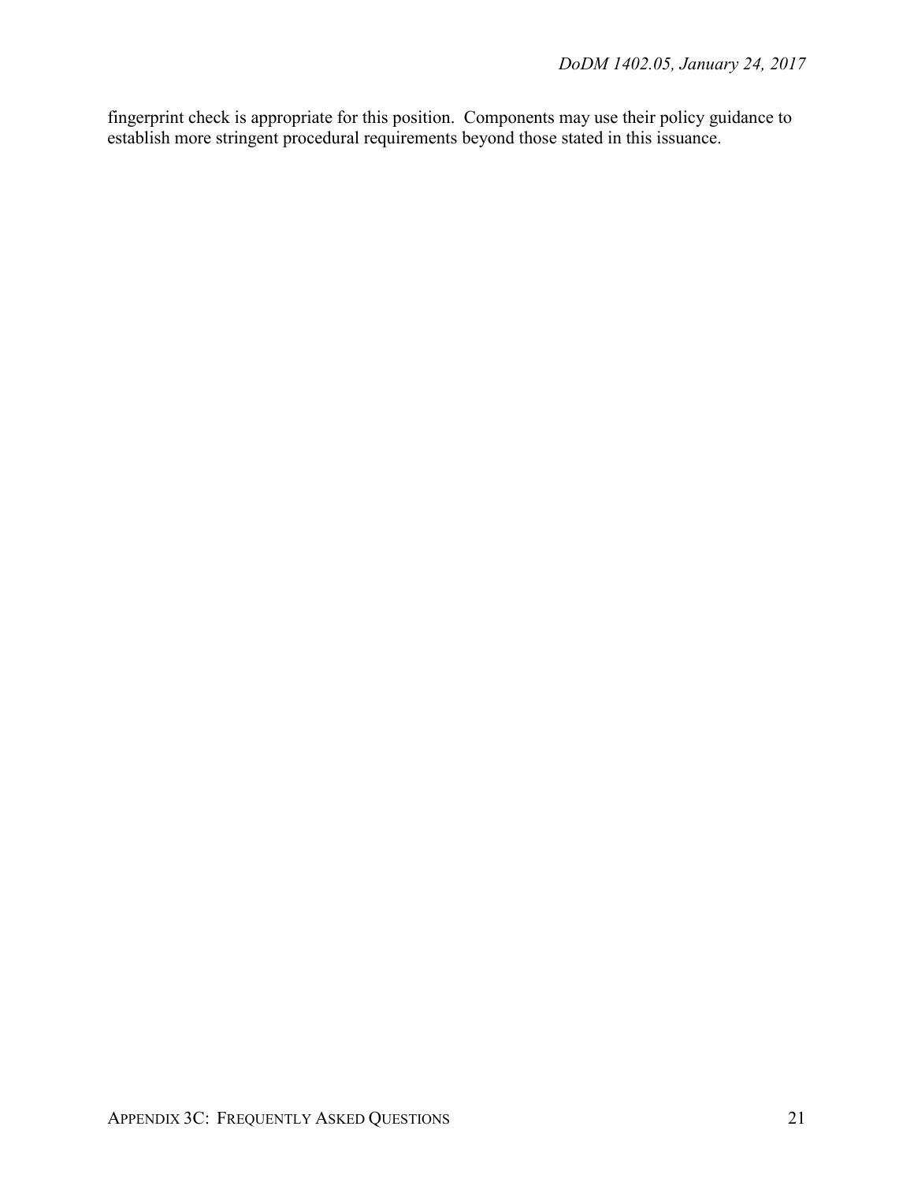fingerprint check is appropriate for this position. Components may use their policy guidance to establish more stringent procedural requirements beyond those stated in this issuance.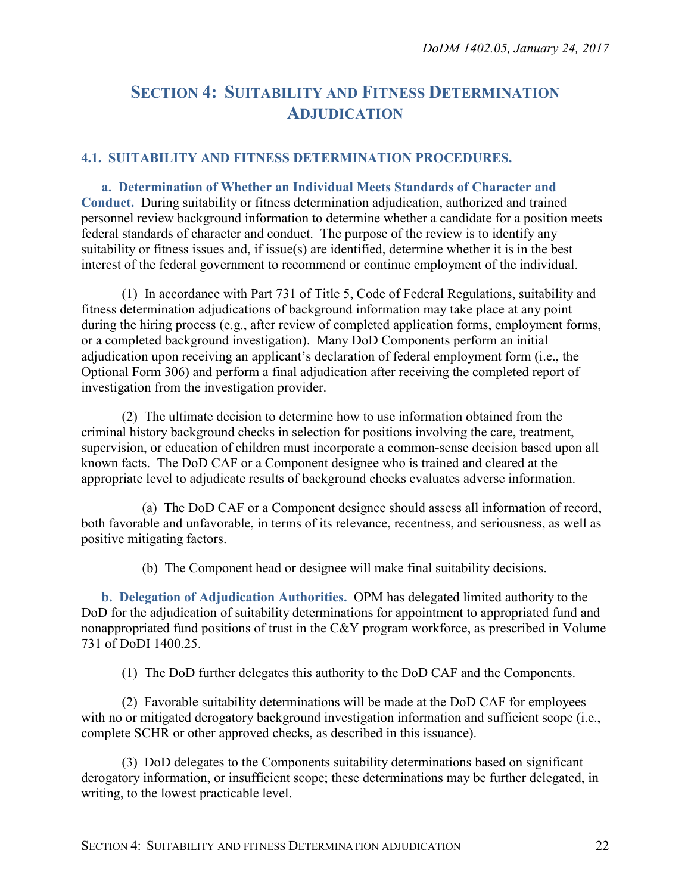# SECTION 4: SUITABILITY AND FITNESS DETERMINATION ADJUDICATION

## 4.1. SUITABILITY AND FITNESS DETERMINATION PROCEDURES.

**a. Determination of Whether an Individual Meets Standards of Character and Conduct.** During suitability or fitness determination adjudication, authorized and trained personnel review background information to determine whether a candidate for a position meets federal standards of character and conduct. The purpose of the review is to identify any suitability or fitness issues and, if issue(s) are identified, determine whether it is in the best interest of the federal government to recommend or continue employment of the individual.

(1) In accordance with Part 731 of Title 5, Code of Federal Regulations, suitability and fitness determination adjudications of background information may take place at any point during the hiring process (e.g., after review of completed application forms, employment forms, or a completed background investigation). Many DoD Components perform an initial adjudication upon receiving an applicant's declaration of federal employment form (i.e., the Optional Form 306) and perform a final adjudication after receiving the completed report of investigation from the investigation provider.

(2) The ultimate decision to determine how to use information obtained from the criminal history background checks in selection for positions involving the care, treatment, supervision, or education of children must incorporate a common-sense decision based upon all known facts. The DoD CAF or a Component designee who is trained and cleared at the appropriate level to adjudicate results of background checks evaluates adverse information.

(a) The DoD CAF or a Component designee should assess all information of record, both favorable and unfavorable, in terms of its relevance, recentness, and seriousness, as well as positive mitigating factors.

(b) The Component head or designee will make final suitability decisions.

**b. Delegation of Adjudication Authorities.** OPM has delegated limited authority to the DoD for the adjudication of suitability determinations for appointment to appropriated fund and nonappropriated fund positions of trust in the C&Y program workforce, as prescribed in Volume 731 of DoDI 1400.25.

(1) The DoD further delegates this authority to the DoD CAF and the Components.

(2) Favorable suitability determinations will be made at the DoD CAF for employees with no or mitigated derogatory background investigation information and sufficient scope (i.e., complete SCHR or other approved checks, as described in this issuance).

(3) DoD delegates to the Components suitability determinations based on significant derogatory information, or insufficient scope; these determinations may be further delegated, in writing, to the lowest practicable level.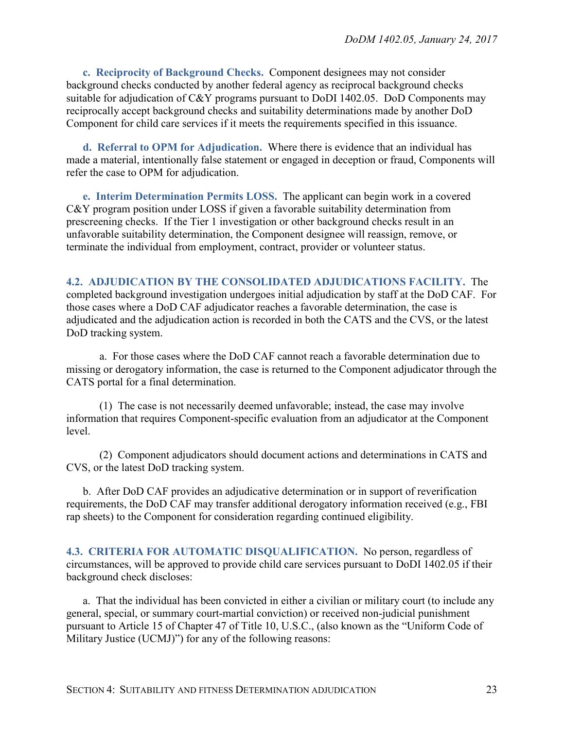**c. Reciprocity of Background Checks.** Component designees may not consider background checks conducted by another federal agency as reciprocal background checks suitable for adjudication of C&Y programs pursuant to DoDI 1402.05. DoD Components may reciprocally accept background checks and suitability determinations made by another DoD Component for child care services if it meets the requirements specified in this issuance.

**d. Referral to OPM for Adjudication.** Where there is evidence that an individual has made a material, intentionally false statement or engaged in deception or fraud, Components will refer the case to OPM for adjudication.

**e. Interim Determination Permits LOSS.** The applicant can begin work in a covered C&Y program position under LOSS if given a favorable suitability determination from prescreening checks. If the Tier 1 investigation or other background checks result in an unfavorable suitability determination, the Component designee will reassign, remove, or terminate the individual from employment, contract, provider or volunteer status.

## 4.2. ADJUDICATION BY THE CONSOLIDATED ADJUDICATIONS FACILITY.

The completed background investigation undergoes initial adjudication by staff at the DoD CAF. For those cases where a DoD CAF adjudicator reaches a favorable determination, the case is adjudicated and the adjudication action is recorded in both the CATS and the CVS, or the latest DoD tracking system.

a. For those cases where the DoD CAF cannot reach a favorable determination due to missing or derogatory information, the case is returned to the Component adjudicator through the CATS portal for a final determination.

(1) The case is not necessarily deemed unfavorable; instead, the case may involve information that requires Component-specific evaluation from an adjudicator at the Component level.

(2) Component adjudicators should document actions and determinations in CATS and CVS, or the latest DoD tracking system.

b. After DoD CAF provides an adjudicative determination or in support of reverification requirements, the DoD CAF may transfer additional derogatory information received (e.g., FBI rap sheets) to the Component for consideration regarding continued eligibility.

## 4.3. CRITERIA FOR AUTOMATIC DISQUALIFICATION.

No person, regardless of circumstances, will be approved to provide child care services pursuant to DoDI 1402.05 if their background check discloses:

a. That the individual has been convicted in either a civilian or military court (to include any general, special, or summary court-martial conviction) or received non-judicial punishment pursuant to Article 15 of Chapter 47 of Title 10, U.S.C., (also known as the "Uniform Code of Military Justice (UCMJ)") for any of the following reasons: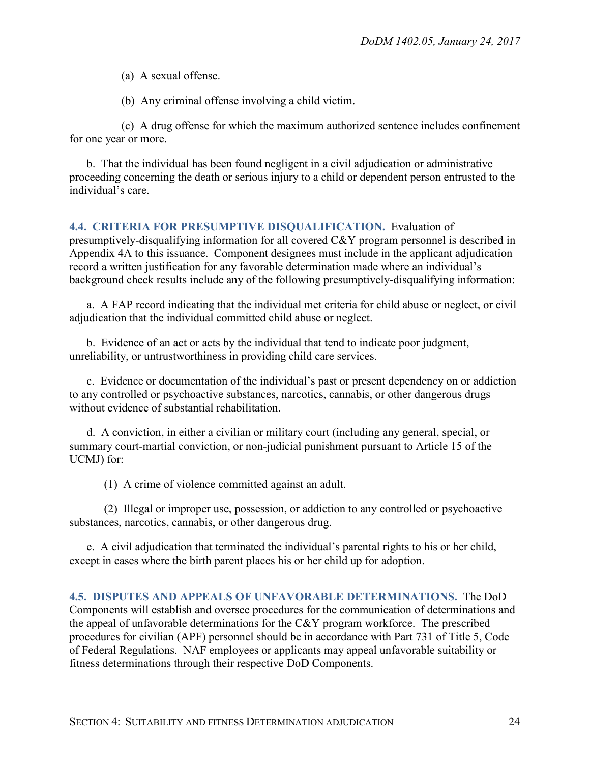(a) A sexual offense.

(b) Any criminal offense involving a child victim.

(c) A drug offense for which the maximum authorized sentence includes confinement for one year or more.

b. That the individual has been found negligent in a civil adjudication or administrative proceeding concerning the death or serious injury to a child or dependent person entrusted to the individual's care.

## 4.4. CRITERIA FOR PRESUMPTIVE DISQUALIFICATION.

Evaluation of presumptively-disqualifying information for all covered C&Y program personnel is described in Appendix 4A to this issuance. Component designees must include in the applicant adjudication record a written justification for any favorable determination made where an individual's background check results include any of the following presumptively-disqualifying information:

a. A FAP record indicating that the individual met criteria for child abuse or neglect, or civil adjudication that the individual committed child abuse or neglect.

b. Evidence of an act or acts by the individual that tend to indicate poor judgment, unreliability, or untrustworthiness in providing child care services.

c. Evidence or documentation of the individual's past or present dependency on or addiction to any controlled or psychoactive substances, narcotics, cannabis, or other dangerous drugs without evidence of substantial rehabilitation.

d. A conviction, in either a civilian or military court (including any general, special, or summary court-martial conviction, or non-judicial punishment pursuant to Article 15 of the UCMJ) for:

(1) A crime of violence committed against an adult.

(2) Illegal or improper use, possession, or addiction to any controlled or psychoactive substances, narcotics, cannabis, or other dangerous drug.

e. A civil adjudication that terminated the individual's parental rights to his or her child, except in cases where the birth parent places his or her child up for adoption.

## 4.5. DISPUTES AND APPEALS OF UNFAVORABLE DETERMINATIONS.

The DoD Components will establish and oversee procedures for the communication of determinations and the appeal of unfavorable determinations for the C&Y program workforce. The prescribed procedures for civilian (APF) personnel should be in accordance with Part 731 of Title 5, Code of Federal Regulations. NAF employees or applicants may appeal unfavorable suitability or fitness determinations through their respective DoD Components.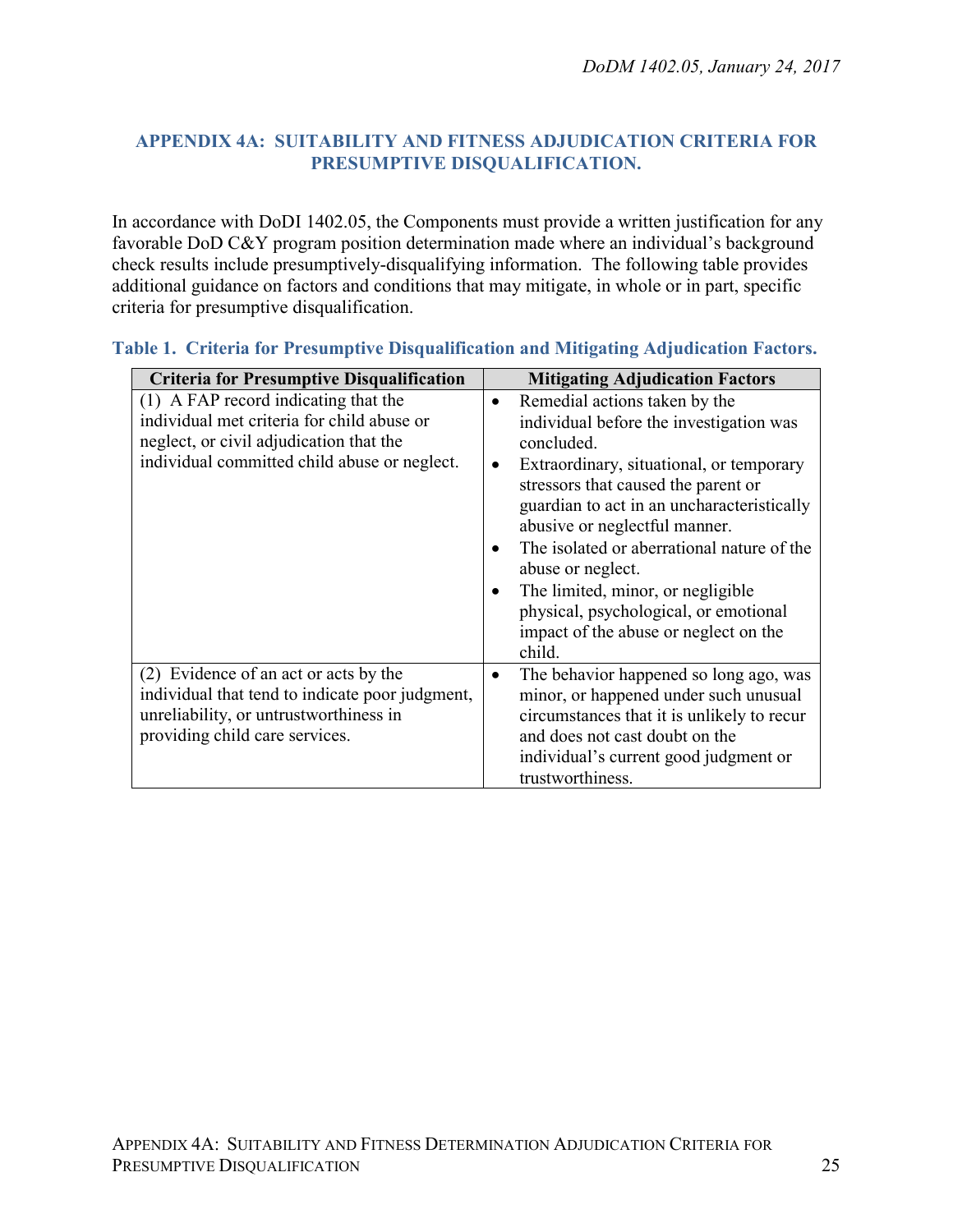## APPENDIX 4A: SUITABILITY AND FITNESS ADJUDICATION CRITERIA FOR PRESUMPTIVE DISQUALIFICATION.

In accordance with DoDI 1402.05, the Components must provide a written justification for any favorable DoD C&Y program position determination made where an individual's background check results include presumptively-disqualifying information. The following table provides additional guidance on factors and conditions that may mitigate, in whole or in part, specific criteria for presumptive disqualification.

**Table 1. Criteria for Presumptive Disqualification and Mitigating Adjudication Factors.**

| Criteria for Presumptive Disqualification | Mitigating Adjudication Factors |
|---|---|
| (1) A FAP record indicating that the individual met criteria for child abuse or neglect, or civil adjudication that the individual committed child abuse or neglect. | • Remedial actions taken by the individual before the investigation was concluded.<br>• Extraordinary, situational, or temporary stressors that caused the parent or guardian to act in an uncharacteristically abusive or neglectful manner.<br>• The isolated or aberrational nature of the abuse or neglect.<br>• The limited, minor, or negligible physical, psychological, or emotional impact of the abuse or neglect on the child. |
| (2) Evidence of an act or acts by the individual that tend to indicate poor judgment, unreliability, or untrustworthiness in providing child care services. | • The behavior happened so long ago, was minor, or happened under such unusual circumstances that it is unlikely to recur and does not cast doubt on the individual's current good judgment or trustworthiness. |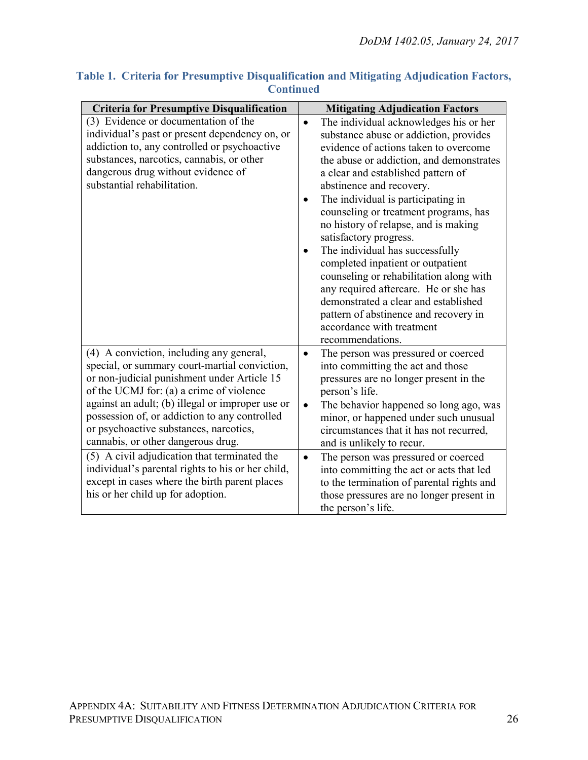**Table 1. Criteria for Presumptive Disqualification and Mitigating Adjudication Factors, Continued**

| Criteria for Presumptive Disqualification | Mitigating Adjudication Factors |
| --- | --- |
| (3) Evidence or documentation of the individual's past or present dependency on, or addiction to, any controlled or psychoactive substances, narcotics, cannabis, or other dangerous drug without evidence of substantial rehabilitation. | • The individual acknowledges his or her substance abuse or addiction, provides evidence of actions taken to overcome the abuse or addiction, and demonstrates a clear and established pattern of abstinence and recovery.<br>• The individual is participating in counseling or treatment programs, has no history of relapse, and is making satisfactory progress.<br>• The individual has successfully completed inpatient or outpatient counseling or rehabilitation along with any required aftercare. He or she has demonstrated a clear and established pattern of abstinence and recovery in accordance with treatment recommendations. |
| (4) A conviction, including any general, special, or summary court-martial conviction, or non-judicial punishment under Article 15 of the UCMJ for: (a) a crime of violence against an adult; (b) illegal or improper use or possession of, or addiction to any controlled or psychoactive substances, narcotics, cannabis, or other dangerous drug. | • The person was pressured or coerced into committing the act and those pressures are no longer present in the person's life.<br>• The behavior happened so long ago, was minor, or happened under such unusual circumstances that it has not recurred, and is unlikely to recur. |
| (5) A civil adjudication that terminated the individual's parental rights to his or her child, except in cases where the birth parent places his or her child up for adoption. | • The person was pressured or coerced into committing the act or acts that led to the termination of parental rights and those pressures are no longer present in the person's life. |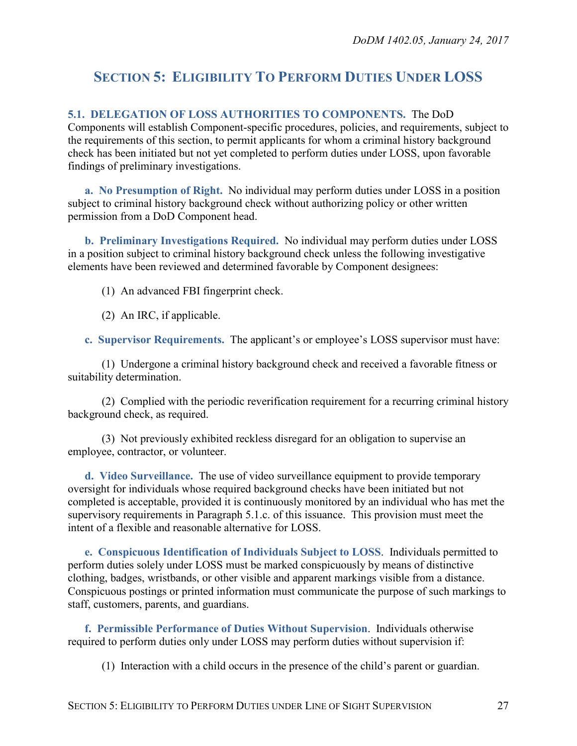## SECTION 5: ELIGIBILITY TO PERFORM DUTIES UNDER LOSS

**5.1. DELEGATION OF LOSS AUTHORITIES TO COMPONENTS.** The DoD Components will establish Component-specific procedures, policies, and requirements, subject to the requirements of this section, to permit applicants for whom a criminal history background check has been initiated but not yet completed to perform duties under LOSS, upon favorable findings of preliminary investigations.

**a. No Presumption of Right.** No individual may perform duties under LOSS in a position subject to criminal history background check without authorizing policy or other written permission from a DoD Component head.

**b. Preliminary Investigations Required.** No individual may perform duties under LOSS in a position subject to criminal history background check unless the following investigative elements have been reviewed and determined favorable by Component designees:

(1) An advanced FBI fingerprint check.

(2) An IRC, if applicable.

**c. Supervisor Requirements.** The applicant's or employee's LOSS supervisor must have:

(1) Undergone a criminal history background check and received a favorable fitness or suitability determination.

(2) Complied with the periodic reverification requirement for a recurring criminal history background check, as required.

(3) Not previously exhibited reckless disregard for an obligation to supervise an employee, contractor, or volunteer.

**d. Video Surveillance.** The use of video surveillance equipment to provide temporary oversight for individuals whose required background checks have been initiated but not completed is acceptable, provided it is continuously monitored by an individual who has met the supervisory requirements in Paragraph 5.1.c. of this issuance. This provision must meet the intent of a flexible and reasonable alternative for LOSS.

**e. Conspicuous Identification of Individuals Subject to LOSS**. Individuals permitted to perform duties solely under LOSS must be marked conspicuously by means of distinctive clothing, badges, wristbands, or other visible and apparent markings visible from a distance. Conspicuous postings or printed information must communicate the purpose of such markings to staff, customers, parents, and guardians.

**f. Permissible Performance of Duties Without Supervision**. Individuals otherwise required to perform duties only under LOSS may perform duties without supervision if:

(1) Interaction with a child occurs in the presence of the child's parent or guardian.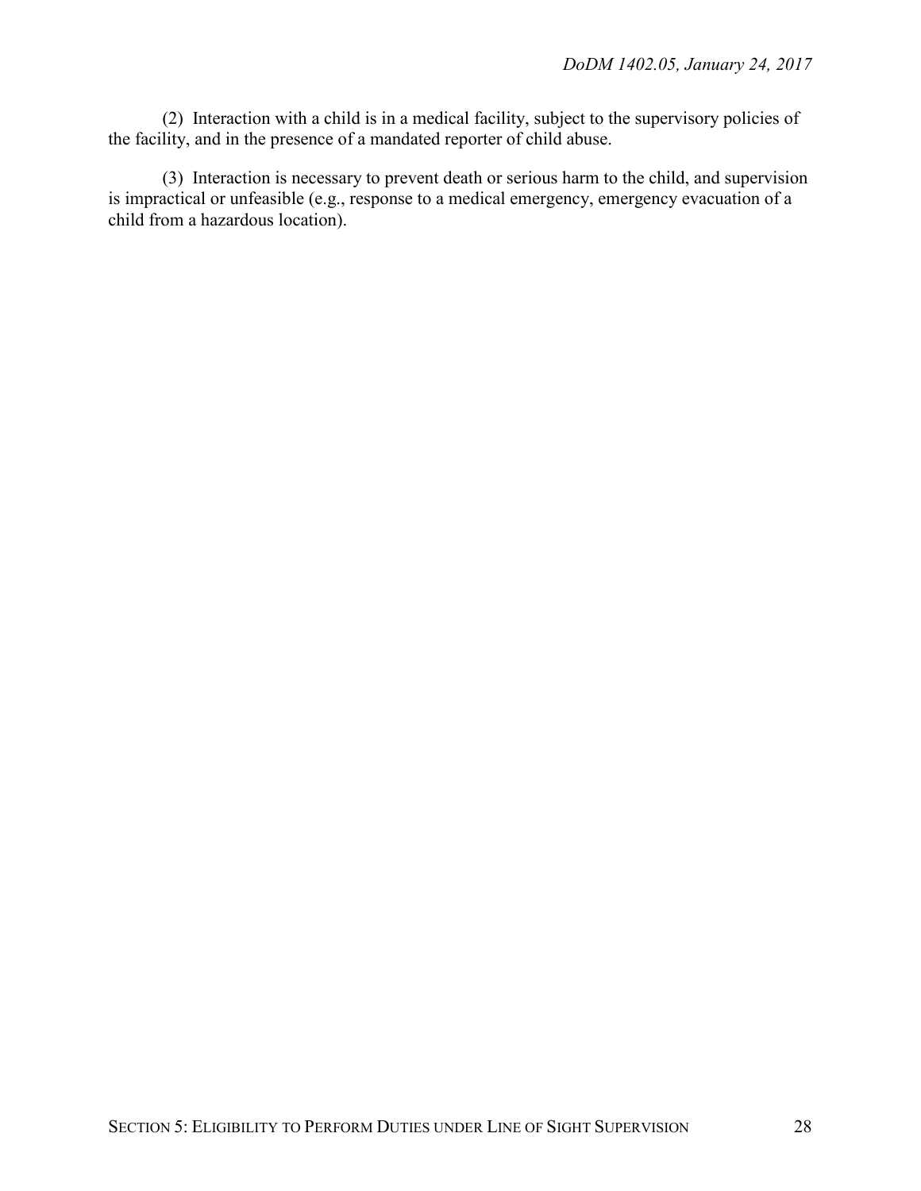(2) Interaction with a child is in a medical facility, subject to the supervisory policies of the facility, and in the presence of a mandated reporter of child abuse.

(3) Interaction is necessary to prevent death or serious harm to the child, and supervision is impractical or unfeasible (e.g., response to a medical emergency, emergency evacuation of a child from a hazardous location).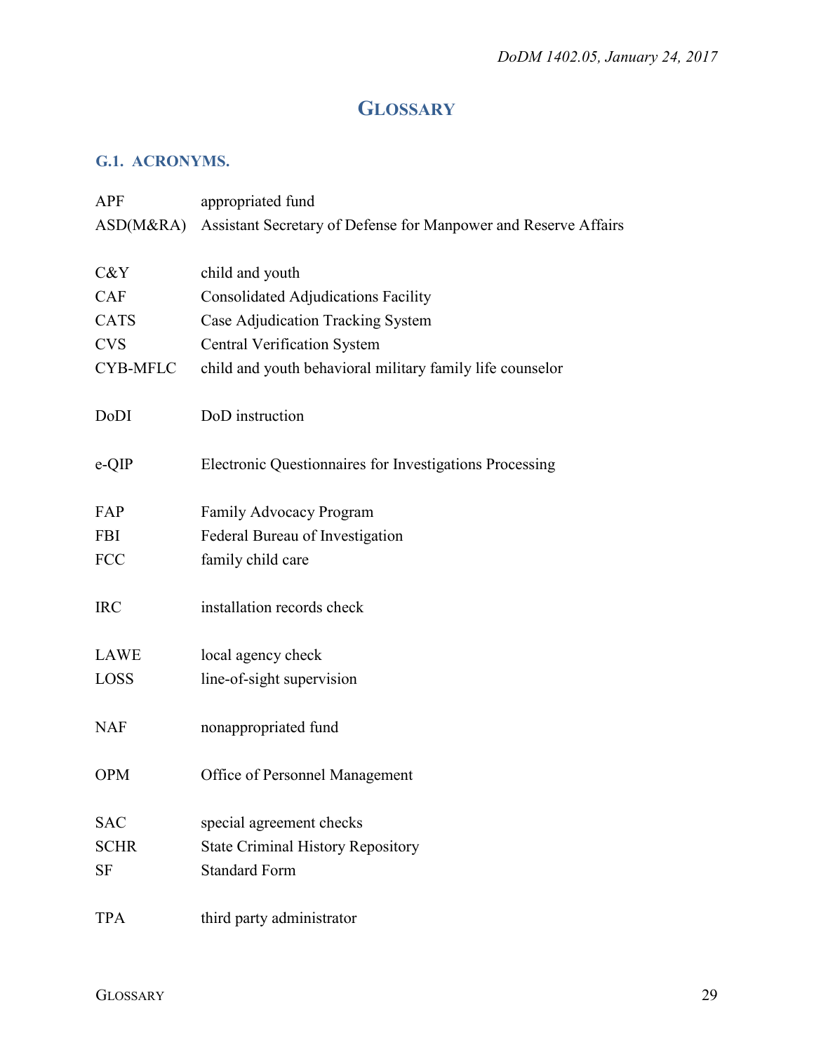# GLOSSARY

## G.1. ACRONYMS.

| | |
|---|---|
| APF | appropriated fund |
| ASD(M&RA) | Assistant Secretary of Defense for Manpower and Reserve Affairs |
| C&Y | child and youth |
| CAF | Consolidated Adjudications Facility |
| CATS | Case Adjudication Tracking System |
| CVS | Central Verification System |
| CYB-MFLC | child and youth behavioral military family life counselor |
| DoDI | DoD instruction |
| e-QIP | Electronic Questionnaires for Investigations Processing |
| FAP | Family Advocacy Program |
| FBI | Federal Bureau of Investigation |
| FCC | family child care |
| IRC | installation records check |
| LAWE | local agency check |
| LOSS | line-of-sight supervision |
| NAF | nonappropriated fund |
| OPM | Office of Personnel Management |
| SAC | special agreement checks |
| SCHR | State Criminal History Repository |
| SF | Standard Form |
| TPA | third party administrator |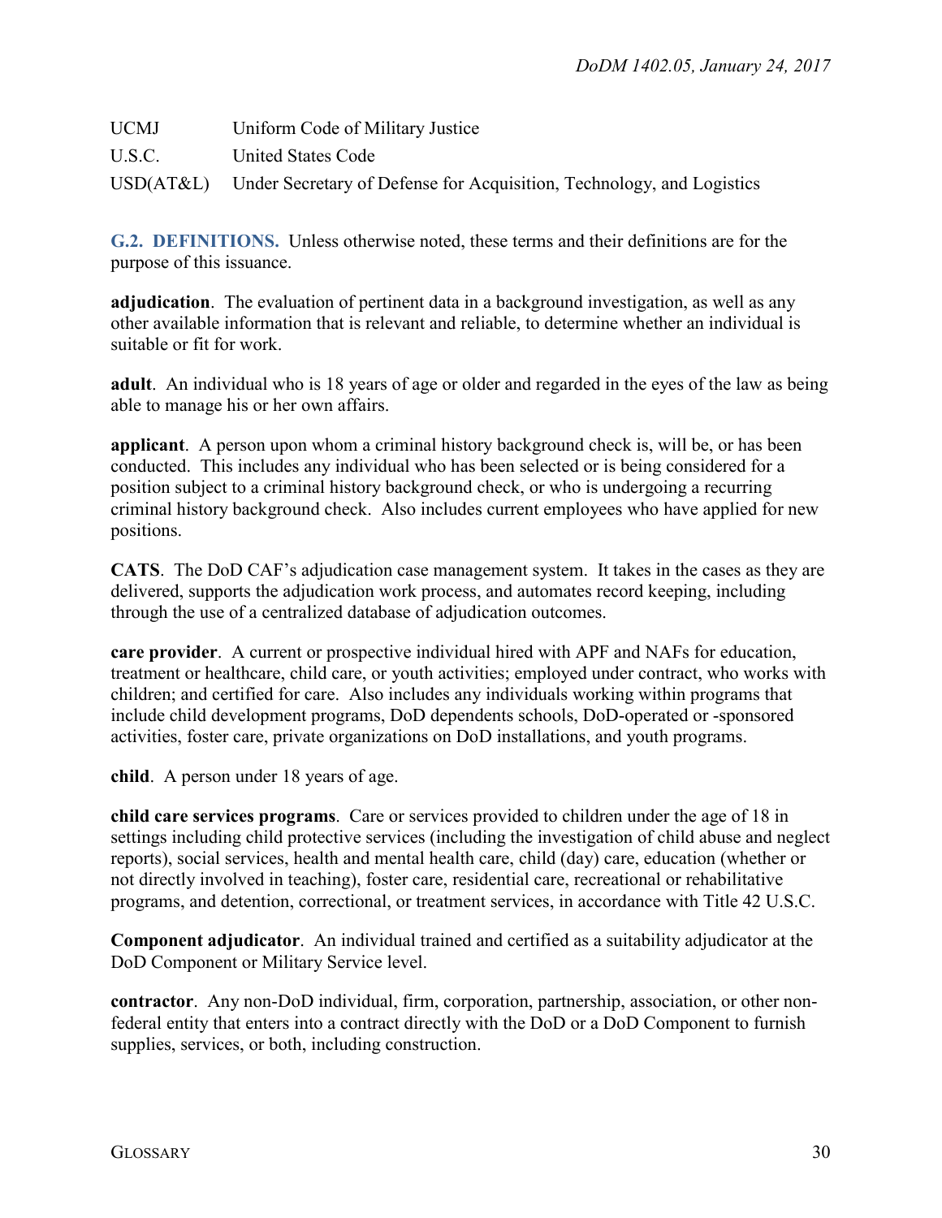| | |
|---|---|
| UCMJ | Uniform Code of Military Justice |
| U.S.C. | United States Code |
| USD(AT&L) | Under Secretary of Defense for Acquisition, Technology, and Logistics |

## G.2. DEFINITIONS.

Unless otherwise noted, these terms and their definitions are for the purpose of this issuance.

**adjudication**. The evaluation of pertinent data in a background investigation, as well as any other available information that is relevant and reliable, to determine whether an individual is suitable or fit for work.

**adult**. An individual who is 18 years of age or older and regarded in the eyes of the law as being able to manage his or her own affairs.

**applicant**. A person upon whom a criminal history background check is, will be, or has been conducted. This includes any individual who has been selected or is being considered for a position subject to a criminal history background check, or who is undergoing a recurring criminal history background check. Also includes current employees who have applied for new positions.

**CATS**. The DoD CAF's adjudication case management system. It takes in the cases as they are delivered, supports the adjudication work process, and automates record keeping, including through the use of a centralized database of adjudication outcomes.

**care provider**. A current or prospective individual hired with APF and NAFs for education, treatment or healthcare, child care, or youth activities; employed under contract, who works with children; and certified for care. Also includes any individuals working within programs that include child development programs, DoD dependents schools, DoD-operated or -sponsored activities, foster care, private organizations on DoD installations, and youth programs.

**child**. A person under 18 years of age.

**child care services programs**. Care or services provided to children under the age of 18 in settings including child protective services (including the investigation of child abuse and neglect reports), social services, health and mental health care, child (day) care, education (whether or not directly involved in teaching), foster care, residential care, recreational or rehabilitative programs, and detention, correctional, or treatment services, in accordance with Title 42 U.S.C.

**Component adjudicator**. An individual trained and certified as a suitability adjudicator at the DoD Component or Military Service level.

**contractor**. Any non-DoD individual, firm, corporation, partnership, association, or other non-federal entity that enters into a contract directly with the DoD or a DoD Component to furnish supplies, services, or both, including construction.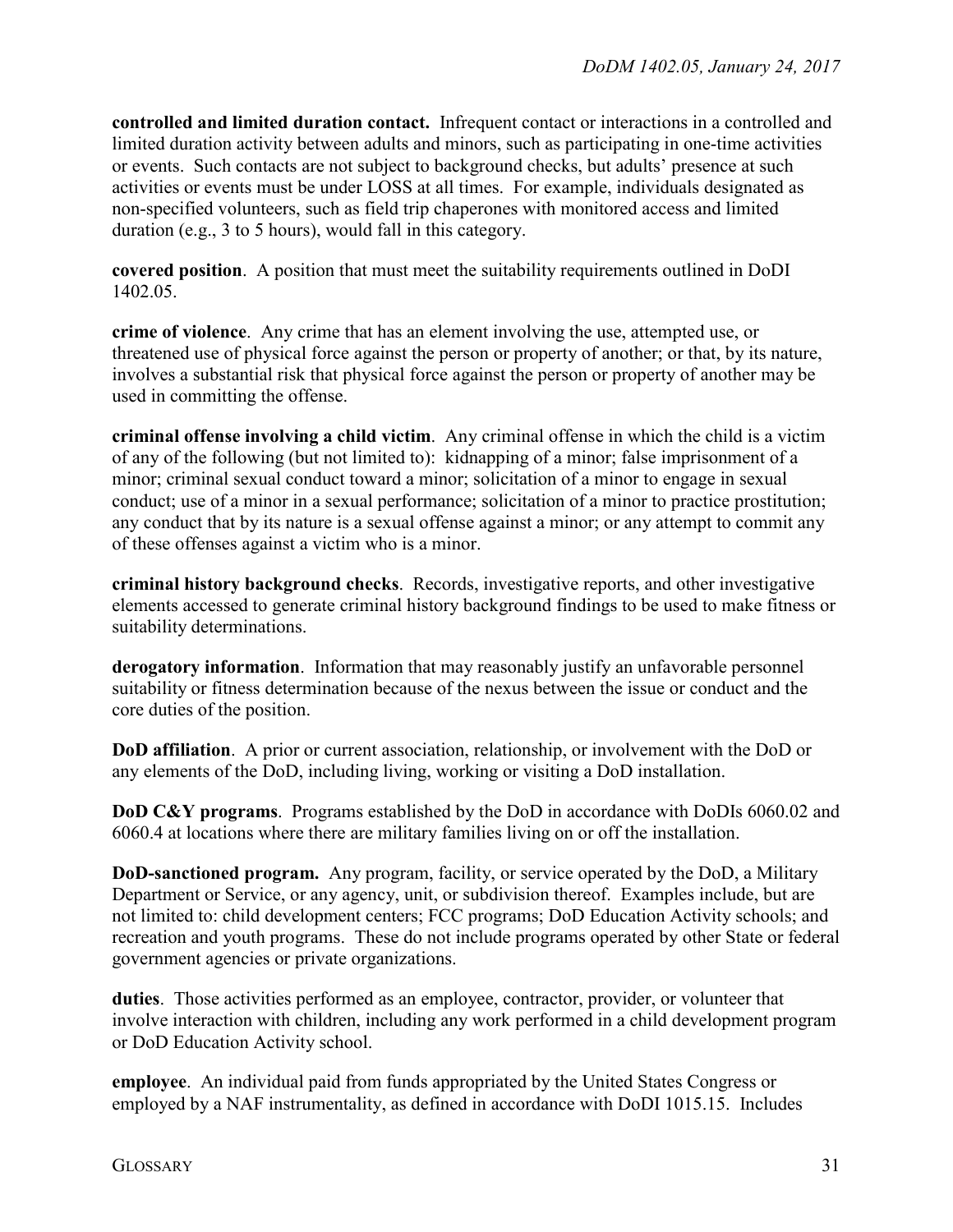**controlled and limited duration contact.** Infrequent contact or interactions in a controlled and limited duration activity between adults and minors, such as participating in one-time activities or events. Such contacts are not subject to background checks, but adults' presence at such activities or events must be under LOSS at all times. For example, individuals designated as non-specified volunteers, such as field trip chaperones with monitored access and limited duration (e.g., 3 to 5 hours), would fall in this category.

**covered position**. A position that must meet the suitability requirements outlined in DoDI 1402.05.

**crime of violence**. Any crime that has an element involving the use, attempted use, or threatened use of physical force against the person or property of another; or that, by its nature, involves a substantial risk that physical force against the person or property of another may be used in committing the offense.

**criminal offense involving a child victim**. Any criminal offense in which the child is a victim of any of the following (but not limited to): kidnapping of a minor; false imprisonment of a minor; criminal sexual conduct toward a minor; solicitation of a minor to engage in sexual conduct; use of a minor in a sexual performance; solicitation of a minor to practice prostitution; any conduct that by its nature is a sexual offense against a minor; or any attempt to commit any of these offenses against a victim who is a minor.

**criminal history background checks**. Records, investigative reports, and other investigative elements accessed to generate criminal history background findings to be used to make fitness or suitability determinations.

**derogatory information**. Information that may reasonably justify an unfavorable personnel suitability or fitness determination because of the nexus between the issue or conduct and the core duties of the position.

**DoD affiliation**. A prior or current association, relationship, or involvement with the DoD or any elements of the DoD, including living, working or visiting a DoD installation.

**DoD C&Y programs**. Programs established by the DoD in accordance with DoDIs 6060.02 and 6060.4 at locations where there are military families living on or off the installation.

**DoD-sanctioned program.** Any program, facility, or service operated by the DoD, a Military Department or Service, or any agency, unit, or subdivision thereof. Examples include, but are not limited to: child development centers; FCC programs; DoD Education Activity schools; and recreation and youth programs. These do not include programs operated by other State or federal government agencies or private organizations.

**duties**. Those activities performed as an employee, contractor, provider, or volunteer that involve interaction with children, including any work performed in a child development program or DoD Education Activity school.

**employee**. An individual paid from funds appropriated by the United States Congress or employed by a NAF instrumentality, as defined in accordance with DoDI 1015.15. Includes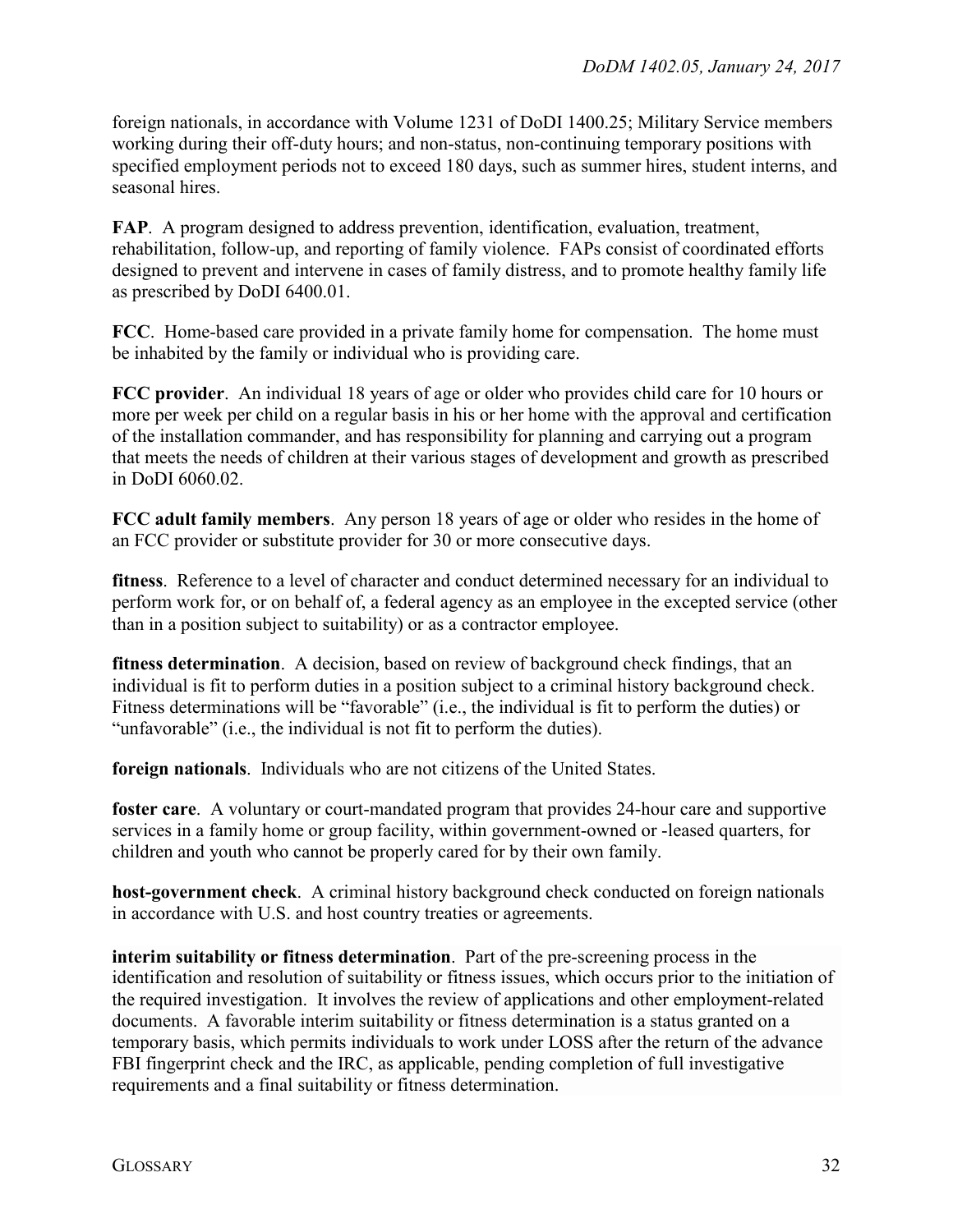foreign nationals, in accordance with Volume 1231 of DoDI 1400.25; Military Service members working during their off-duty hours; and non-status, non-continuing temporary positions with specified employment periods not to exceed 180 days, such as summer hires, student interns, and seasonal hires.

**FAP**. A program designed to address prevention, identification, evaluation, treatment, rehabilitation, follow-up, and reporting of family violence. FAPs consist of coordinated efforts designed to prevent and intervene in cases of family distress, and to promote healthy family life as prescribed by DoDI 6400.01.

**FCC**. Home-based care provided in a private family home for compensation. The home must be inhabited by the family or individual who is providing care.

**FCC provider**. An individual 18 years of age or older who provides child care for 10 hours or more per week per child on a regular basis in his or her home with the approval and certification of the installation commander, and has responsibility for planning and carrying out a program that meets the needs of children at their various stages of development and growth as prescribed in DoDI 6060.02.

**FCC adult family members**. Any person 18 years of age or older who resides in the home of an FCC provider or substitute provider for 30 or more consecutive days.

**fitness**. Reference to a level of character and conduct determined necessary for an individual to perform work for, or on behalf of, a federal agency as an employee in the excepted service (other than in a position subject to suitability) or as a contractor employee.

**fitness determination**. A decision, based on review of background check findings, that an individual is fit to perform duties in a position subject to a criminal history background check. Fitness determinations will be "favorable" (i.e., the individual is fit to perform the duties) or "unfavorable" (i.e., the individual is not fit to perform the duties).

**foreign nationals**. Individuals who are not citizens of the United States.

**foster care**. A voluntary or court-mandated program that provides 24-hour care and supportive services in a family home or group facility, within government-owned or -leased quarters, for children and youth who cannot be properly cared for by their own family.

**host-government check**. A criminal history background check conducted on foreign nationals in accordance with U.S. and host country treaties or agreements.

**interim suitability or fitness determination**. Part of the pre-screening process in the identification and resolution of suitability or fitness issues, which occurs prior to the initiation of the required investigation. It involves the review of applications and other employment-related documents. A favorable interim suitability or fitness determination is a status granted on a temporary basis, which permits individuals to work under LOSS after the return of the advance FBI fingerprint check and the IRC, as applicable, pending completion of full investigative requirements and a final suitability or fitness determination.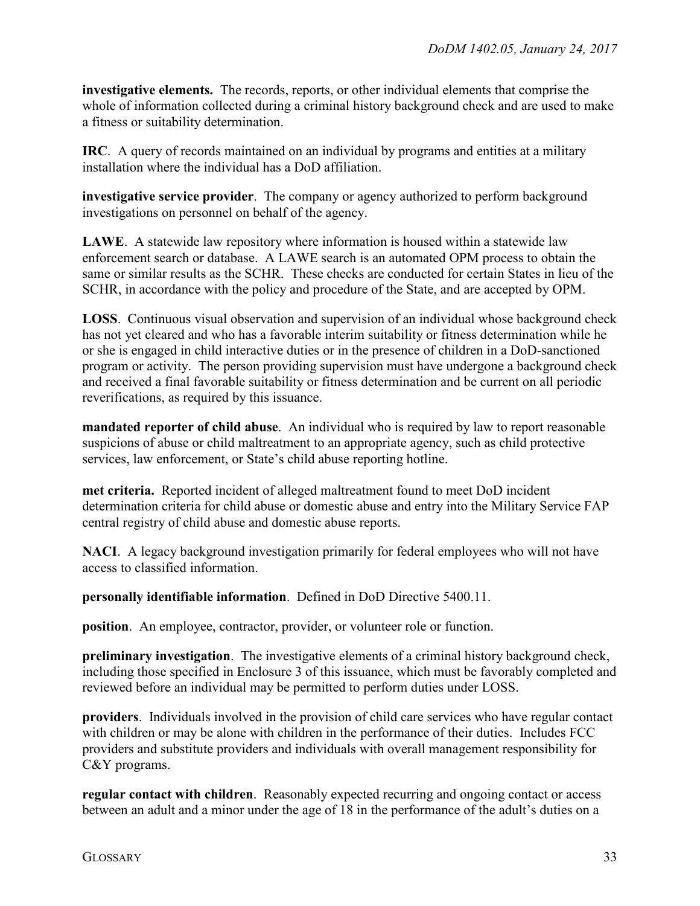**investigative elements.** The records, reports, or other individual elements that comprise the whole of information collected during a criminal history background check and are used to make a fitness or suitability determination.

**IRC**. A query of records maintained on an individual by programs and entities at a military installation where the individual has a DoD affiliation.

**investigative service provider**. The company or agency authorized to perform background investigations on personnel on behalf of the agency.

**LAWE**. A statewide law repository where information is housed within a statewide law enforcement search or database. A LAWE search is an automated OPM process to obtain the same or similar results as the SCHR. These checks are conducted for certain States in lieu of the SCHR, in accordance with the policy and procedure of the State, and are accepted by OPM.

**LOSS**. Continuous visual observation and supervision of an individual whose background check has not yet cleared and who has a favorable interim suitability or fitness determination while he or she is engaged in child interactive duties or in the presence of children in a DoD-sanctioned program or activity. The person providing supervision must have undergone a background check and received a final favorable suitability or fitness determination and be current on all periodic reverifications, as required by this issuance.

**mandated reporter of child abuse**. An individual who is required by law to report reasonable suspicions of abuse or child maltreatment to an appropriate agency, such as child protective services, law enforcement, or State's child abuse reporting hotline.

**met criteria.** Reported incident of alleged maltreatment found to meet DoD incident determination criteria for child abuse or domestic abuse and entry into the Military Service FAP central registry of child abuse and domestic abuse reports.

**NACI**. A legacy background investigation primarily for federal employees who will not have access to classified information.

**personally identifiable information**. Defined in DoD Directive 5400.11.

**position**. An employee, contractor, provider, or volunteer role or function.

**preliminary investigation**. The investigative elements of a criminal history background check, including those specified in Enclosure 3 of this issuance, which must be favorably completed and reviewed before an individual may be permitted to perform duties under LOSS.

**providers**. Individuals involved in the provision of child care services who have regular contact with children or may be alone with children in the performance of their duties. Includes FCC providers and substitute providers and individuals with overall management responsibility for C&Y programs.

**regular contact with children**. Reasonably expected recurring and ongoing contact or access between an adult and a minor under the age of 18 in the performance of the adult's duties on a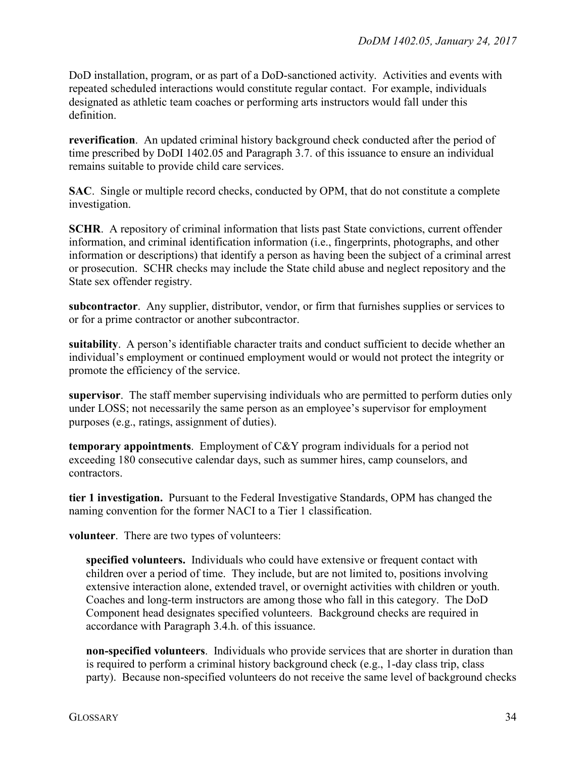DoD installation, program, or as part of a DoD-sanctioned activity. Activities and events with repeated scheduled interactions would constitute regular contact. For example, individuals designated as athletic team coaches or performing arts instructors would fall under this definition.

**reverification**. An updated criminal history background check conducted after the period of time prescribed by DoDI 1402.05 and Paragraph 3.7. of this issuance to ensure an individual remains suitable to provide child care services.

**SAC**. Single or multiple record checks, conducted by OPM, that do not constitute a complete investigation.

**SCHR**. A repository of criminal information that lists past State convictions, current offender information, and criminal identification information (i.e., fingerprints, photographs, and other information or descriptions) that identify a person as having been the subject of a criminal arrest or prosecution. SCHR checks may include the State child abuse and neglect repository and the State sex offender registry.

**subcontractor**. Any supplier, distributor, vendor, or firm that furnishes supplies or services to or for a prime contractor or another subcontractor.

**suitability**. A person's identifiable character traits and conduct sufficient to decide whether an individual's employment or continued employment would or would not protect the integrity or promote the efficiency of the service.

**supervisor**. The staff member supervising individuals who are permitted to perform duties only under LOSS; not necessarily the same person as an employee's supervisor for employment purposes (e.g., ratings, assignment of duties).

**temporary appointments**. Employment of C&Y program individuals for a period not exceeding 180 consecutive calendar days, such as summer hires, camp counselors, and contractors.

**tier 1 investigation.** Pursuant to the Federal Investigative Standards, OPM has changed the naming convention for the former NACI to a Tier 1 classification.

**volunteer**. There are two types of volunteers:

> **specified volunteers.** Individuals who could have extensive or frequent contact with children over a period of time. They include, but are not limited to, positions involving extensive interaction alone, extended travel, or overnight activities with children or youth. Coaches and long-term instructors are among those who fall in this category. The DoD Component head designates specified volunteers. Background checks are required in accordance with Paragraph 3.4.h. of this issuance.
>
> **non-specified volunteers**. Individuals who provide services that are shorter in duration than is required to perform a criminal history background check (e.g., 1-day class trip, class party). Because non-specified volunteers do not receive the same level of background checks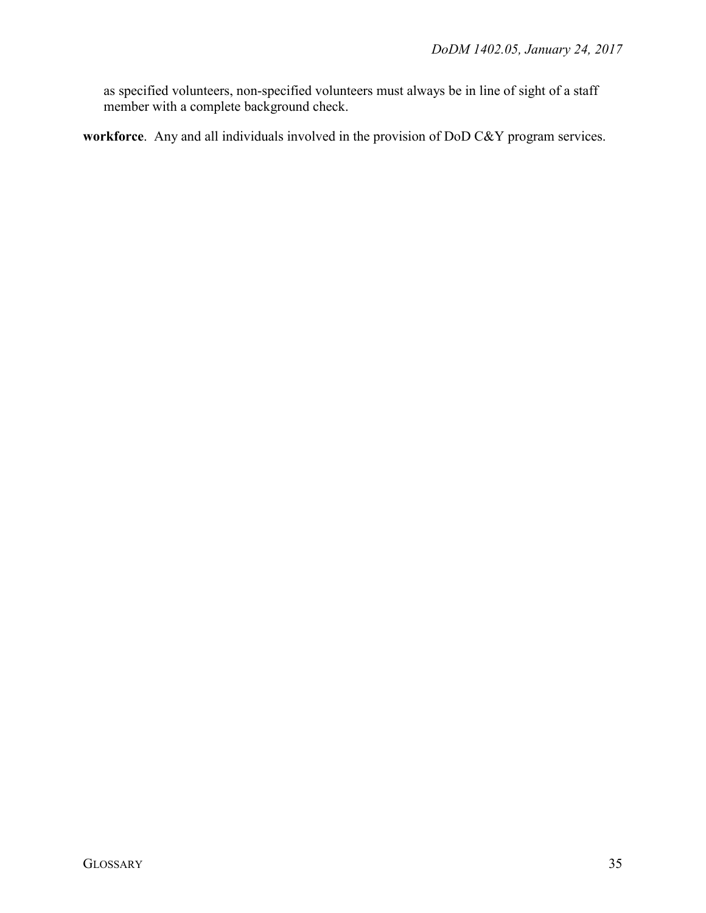as specified volunteers, non-specified volunteers must always be in line of sight of a staff member with a complete background check.

**workforce**. Any and all individuals involved in the provision of DoD C&Y program services.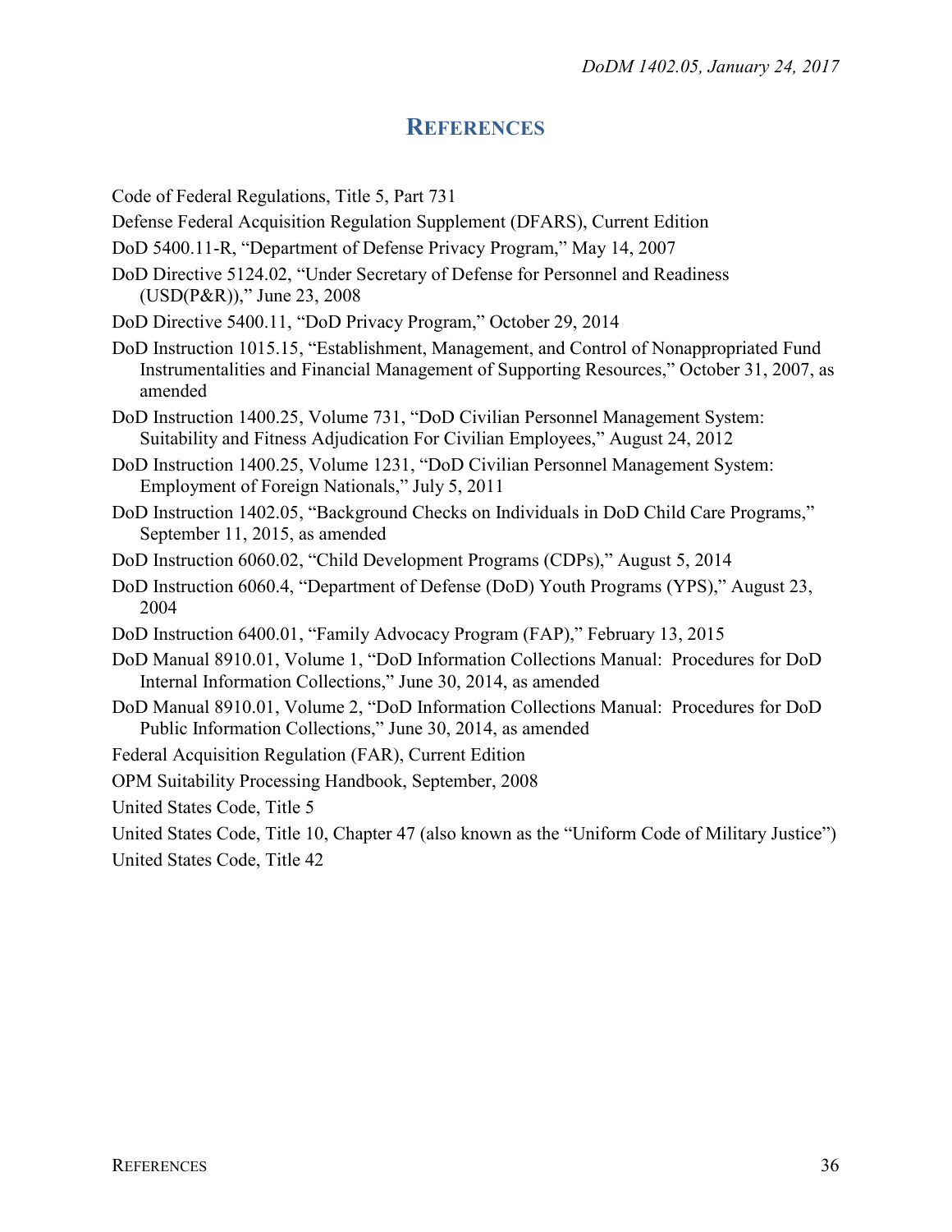## REFERENCES

Code of Federal Regulations, Title 5, Part 731

Defense Federal Acquisition Regulation Supplement (DFARS), Current Edition

DoD 5400.11-R, "Department of Defense Privacy Program," May 14, 2007

DoD Directive 5124.02, "Under Secretary of Defense for Personnel and Readiness (USD(P&R))," June 23, 2008

DoD Directive 5400.11, "DoD Privacy Program," October 29, 2014

DoD Instruction 1015.15, "Establishment, Management, and Control of Nonappropriated Fund Instrumentalities and Financial Management of Supporting Resources," October 31, 2007, as amended

DoD Instruction 1400.25, Volume 731, "DoD Civilian Personnel Management System: Suitability and Fitness Adjudication For Civilian Employees," August 24, 2012

DoD Instruction 1400.25, Volume 1231, "DoD Civilian Personnel Management System: Employment of Foreign Nationals," July 5, 2011

DoD Instruction 1402.05, "Background Checks on Individuals in DoD Child Care Programs," September 11, 2015, as amended

DoD Instruction 6060.02, "Child Development Programs (CDPs)," August 5, 2014

DoD Instruction 6060.4, "Department of Defense (DoD) Youth Programs (YPS)," August 23, 2004

DoD Instruction 6400.01, "Family Advocacy Program (FAP)," February 13, 2015

DoD Manual 8910.01, Volume 1, "DoD Information Collections Manual: Procedures for DoD Internal Information Collections," June 30, 2014, as amended

DoD Manual 8910.01, Volume 2, "DoD Information Collections Manual: Procedures for DoD Public Information Collections," June 30, 2014, as amended

Federal Acquisition Regulation (FAR), Current Edition

OPM Suitability Processing Handbook, September, 2008

United States Code, Title 5

United States Code, Title 10, Chapter 47 (also known as the "Uniform Code of Military Justice")

United States Code, Title 42